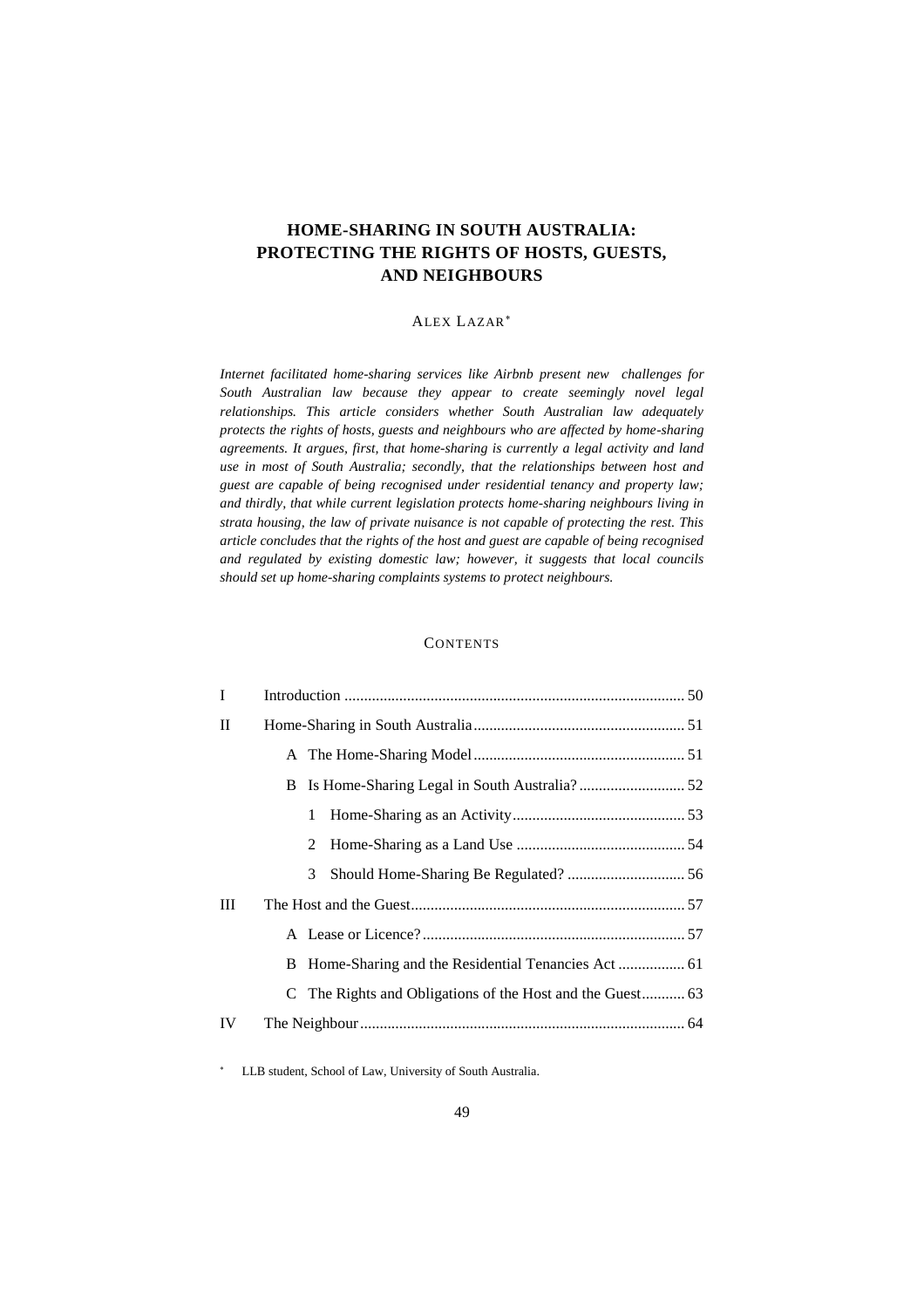# HOME-SHARING IN SOUTH AUSTRALIA: PROTECTING THE RIGHTS OF HOSTS, GUESTS, AND NEIGHBOURS

ALEX LAZAR*

*Internet facilitated home-sharing services like Airbnb present new challenges for South Australian law because they appear to create seemingly novel legal relationships. This article considers whether South Australian law adequately protects the rights of hosts, guests and neighbours who are affected by home-sharing agreements. It argues, first, that home-sharing is currently a legal activity and land use in most of South Australia; secondly, that the relationships between host and guest are capable of being recognised under residential tenancy and property law; and thirdly, that while current legislation protects home-sharing neighbours living in strata housing, the law of private nuisance is not capable of protecting the rest. This article concludes that the rights of the host and guest are capable of being recognised and regulated by existing domestic law; however, it suggests that local councils should set up home-sharing complaints systems to protect neighbours.*

## CONTENTS

| | | |
|---|---|---|
| I | Introduction | 50 |
| II | Home-Sharing in South Australia | 51 |
| | A The Home-Sharing Model | 51 |
| | B Is Home-Sharing Legal in South Australia? | 52 |
| | 1 Home-Sharing as an Activity | 53 |
| | 2 Home-Sharing as a Land Use | 54 |
| | 3 Should Home-Sharing Be Regulated? | 56 |
| III | The Host and the Guest | 57 |
| | A Lease or Licence? | 57 |
| | B Home-Sharing and the Residential Tenancies Act | 61 |
| | C The Rights and Obligations of the Host and the Guest | 63 |
| IV | The Neighbour | 64 |

\* LLB student, School of Law, University of South Australia.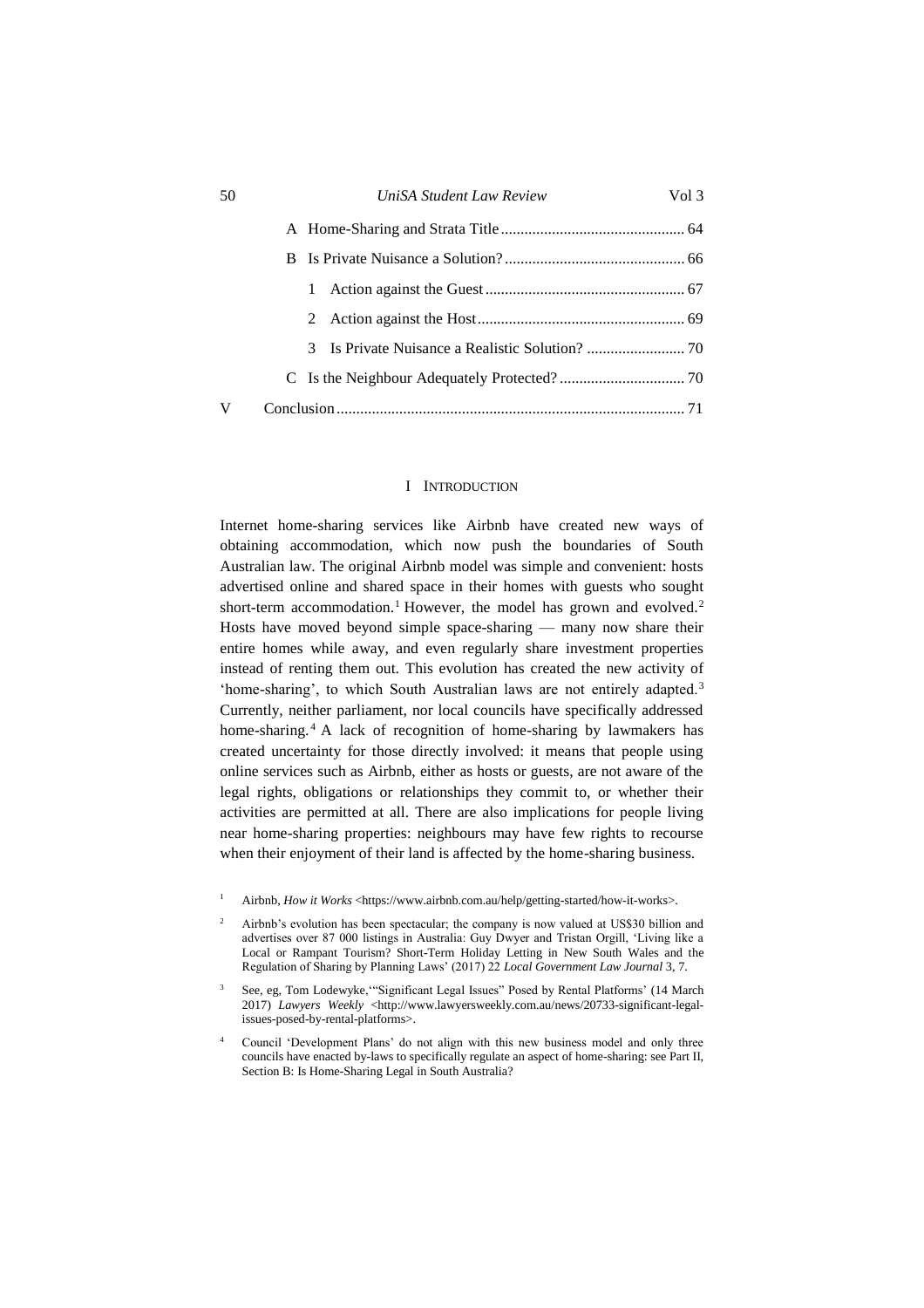A Home-Sharing and Strata Title ............................................... 64

B Is Private Nuisance a Solution? .............................................. 66

1 Action against the Guest ................................................... 67

2 Action against the Host ..................................................... 69

3 Is Private Nuisance a Realistic Solution? ......................... 70

C Is the Neighbour Adequately Protected? ................................ 70

V Conclusion ........................................................................................ 71

# I Introduction

Internet home-sharing services like Airbnb have created new ways of obtaining accommodation, which now push the boundaries of South Australian law. The original Airbnb model was simple and convenient: hosts advertised online and shared space in their homes with guests who sought short-term accommodation.[1] However, the model has grown and evolved.[2] Hosts have moved beyond simple space-sharing — many now share their entire homes while away, and even regularly share investment properties instead of renting them out. This evolution has created the new activity of 'home-sharing', to which South Australian laws are not entirely adapted.[3] Currently, neither parliament, nor local councils have specifically addressed home-sharing.[4] A lack of recognition of home-sharing by lawmakers has created uncertainty for those directly involved: it means that people using online services such as Airbnb, either as hosts or guests, are not aware of the legal rights, obligations or relationships they commit to, or whether their activities are permitted at all. There are also implications for people living near home-sharing properties: neighbours may have few rights to recourse when their enjoyment of their land is affected by the home-sharing business.

[1] Airbnb, *How it Works* <https://www.airbnb.com.au/help/getting-started/how-it-works>.

[2] Airbnb's evolution has been spectacular; the company is now valued at US$30 billion and advertises over 87 000 listings in Australia: Guy Dwyer and Tristan Orgill, 'Living like a Local or Rampant Tourism? Short-Term Holiday Letting in New South Wales and the Regulation of Sharing by Planning Laws' (2017) 22 *Local Government Law Journal* 3, 7.

[3] See, eg, Tom Lodewyke,'"Significant Legal Issues" Posed by Rental Platforms' (14 March 2017) *Lawyers Weekly* <http://www.lawyersweekly.com.au/news/20733-significant-legal-issues-posed-by-rental-platforms>.

[4] Council 'Development Plans' do not align with this new business model and only three councils have enacted by-laws to specifically regulate an aspect of home-sharing: see Part II, Section B: Is Home-Sharing Legal in South Australia?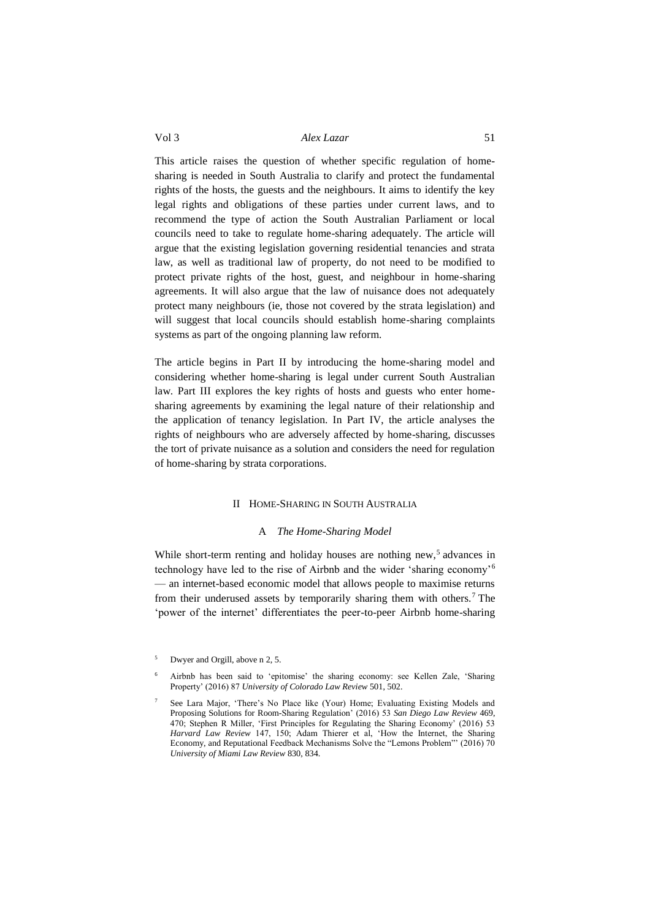This article raises the question of whether specific regulation of home-sharing is needed in South Australia to clarify and protect the fundamental rights of the hosts, the guests and the neighbours. It aims to identify the key legal rights and obligations of these parties under current laws, and to recommend the type of action the South Australian Parliament or local councils need to take to regulate home-sharing adequately. The article will argue that the existing legislation governing residential tenancies and strata law, as well as traditional law of property, do not need to be modified to protect private rights of the host, guest, and neighbour in home-sharing agreements. It will also argue that the law of nuisance does not adequately protect many neighbours (ie, those not covered by the strata legislation) and will suggest that local councils should establish home-sharing complaints systems as part of the ongoing planning law reform.

The article begins in Part II by introducing the home-sharing model and considering whether home-sharing is legal under current South Australian law. Part III explores the key rights of hosts and guests who enter home-sharing agreements by examining the legal nature of their relationship and the application of tenancy legislation. In Part IV, the article analyses the rights of neighbours who are adversely affected by home-sharing, discusses the tort of private nuisance as a solution and considers the need for regulation of home-sharing by strata corporations.

## II Home-Sharing in South Australia

### A *The Home-Sharing Model*

While short-term renting and holiday houses are nothing new,[5] advances in technology have led to the rise of Airbnb and the wider 'sharing economy'[6] — an internet-based economic model that allows people to maximise returns from their underused assets by temporarily sharing them with others.[7] The 'power of the internet' differentiates the peer-to-peer Airbnb home-sharing

---

[5] Dwyer and Orgill, above n 2, 5.

[6] Airbnb has been said to 'epitomise' the sharing economy: see Kellen Zale, 'Sharing Property' (2016) 87 *University of Colorado Law Review* 501, 502.

[7] See Lara Major, 'There's No Place like (Your) Home; Evaluating Existing Models and Proposing Solutions for Room-Sharing Regulation' (2016) 53 *San Diego Law Review* 469, 470; Stephen R Miller, 'First Principles for Regulating the Sharing Economy' (2016) 53 *Harvard Law Review* 147, 150; Adam Thierer et al, 'How the Internet, the Sharing Economy, and Reputational Feedback Mechanisms Solve the "Lemons Problem"' (2016) 70 *University of Miami Law Review* 830, 834.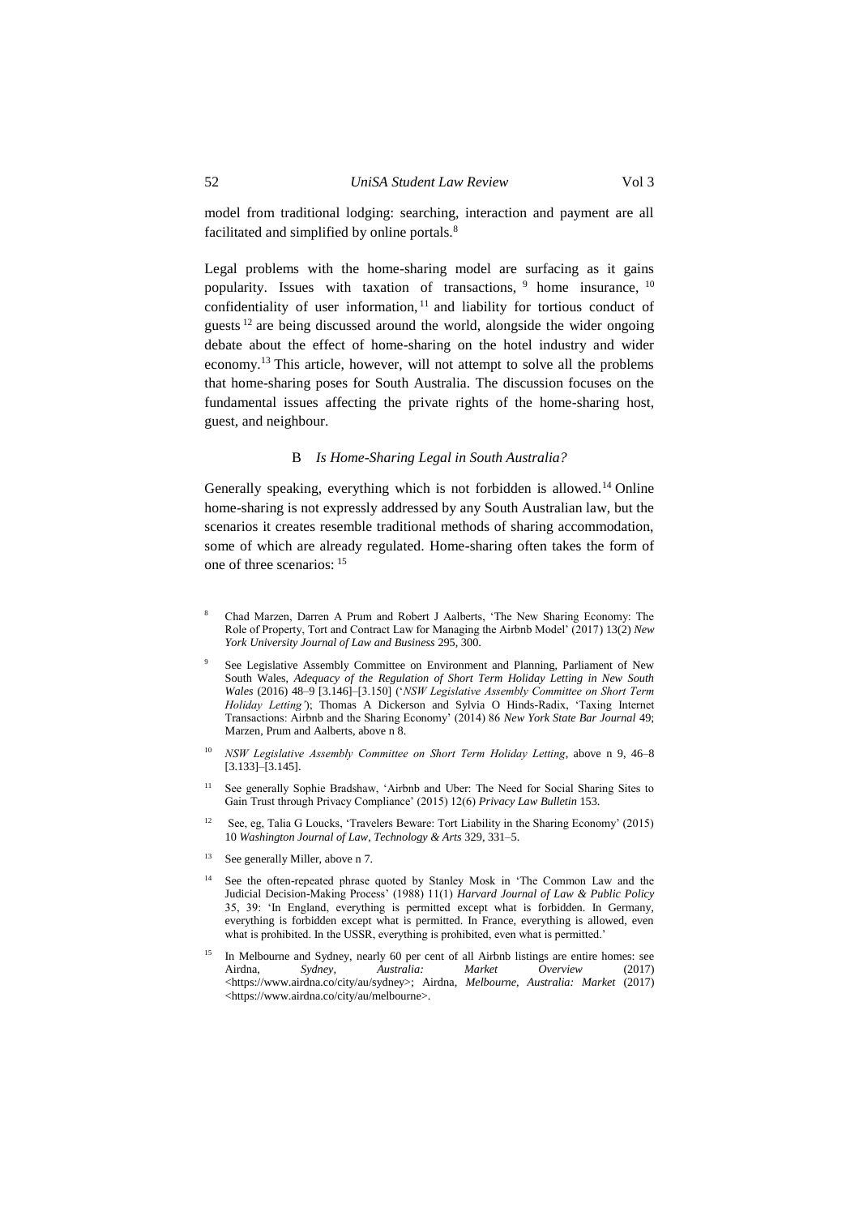model from traditional lodging: searching, interaction and payment are all facilitated and simplified by online portals.[8]

Legal problems with the home-sharing model are surfacing as it gains popularity. Issues with taxation of transactions,[9] home insurance,[10] confidentiality of user information,[11] and liability for tortious conduct of guests[12] are being discussed around the world, alongside the wider ongoing debate about the effect of home-sharing on the hotel industry and wider economy.[13] This article, however, will not attempt to solve all the problems that home-sharing poses for South Australia. The discussion focuses on the fundamental issues affecting the private rights of the home-sharing host, guest, and neighbour.

### B *Is Home-Sharing Legal in South Australia?*

Generally speaking, everything which is not forbidden is allowed.[14] Online home-sharing is not expressly addressed by any South Australian law, but the scenarios it creates resemble traditional methods of sharing accommodation, some of which are already regulated. Home-sharing often takes the form of one of three scenarios:[15]

---

[8] Chad Marzen, Darren A Prum and Robert J Aalberts, 'The New Sharing Economy: The Role of Property, Tort and Contract Law for Managing the Airbnb Model' (2017) 13(2) *New York University Journal of Law and Business* 295, 300.

[9] See Legislative Assembly Committee on Environment and Planning, Parliament of New South Wales, *Adequacy of the Regulation of Short Term Holiday Letting in New South Wales* (2016) 48–9 [3.146]–[3.150] ('*NSW Legislative Assembly Committee on Short Term Holiday Letting*'); Thomas A Dickerson and Sylvia O Hinds-Radix, 'Taxing Internet Transactions: Airbnb and the Sharing Economy' (2014) 86 *New York State Bar Journal* 49; Marzen, Prum and Aalberts, above n 8.

[10] *NSW Legislative Assembly Committee on Short Term Holiday Letting*, above n 9, 46–8 [3.133]–[3.145].

[11] See generally Sophie Bradshaw, 'Airbnb and Uber: The Need for Social Sharing Sites to Gain Trust through Privacy Compliance' (2015) 12(6) *Privacy Law Bulletin* 153.

[12] See, eg, Talia G Loucks, 'Travelers Beware: Tort Liability in the Sharing Economy' (2015) 10 *Washington Journal of Law, Technology & Arts* 329, 331–5.

[13] See generally Miller, above n 7.

[14] See the often-repeated phrase quoted by Stanley Mosk in 'The Common Law and the Judicial Decision-Making Process' (1988) 11(1) *Harvard Journal of Law & Public Policy* 35, 39: 'In England, everything is permitted except what is forbidden. In Germany, everything is forbidden except what is permitted. In France, everything is allowed, even what is prohibited. In the USSR, everything is prohibited, even what is permitted.'

[15] In Melbourne and Sydney, nearly 60 per cent of all Airbnb listings are entire homes: see Airdna, *Sydney, Australia: Market Overview* (2017) <https://www.airdna.co/city/au/sydney>; Airdna, *Melbourne, Australia: Market* (2017) <https://www.airdna.co/city/au/melbourne>.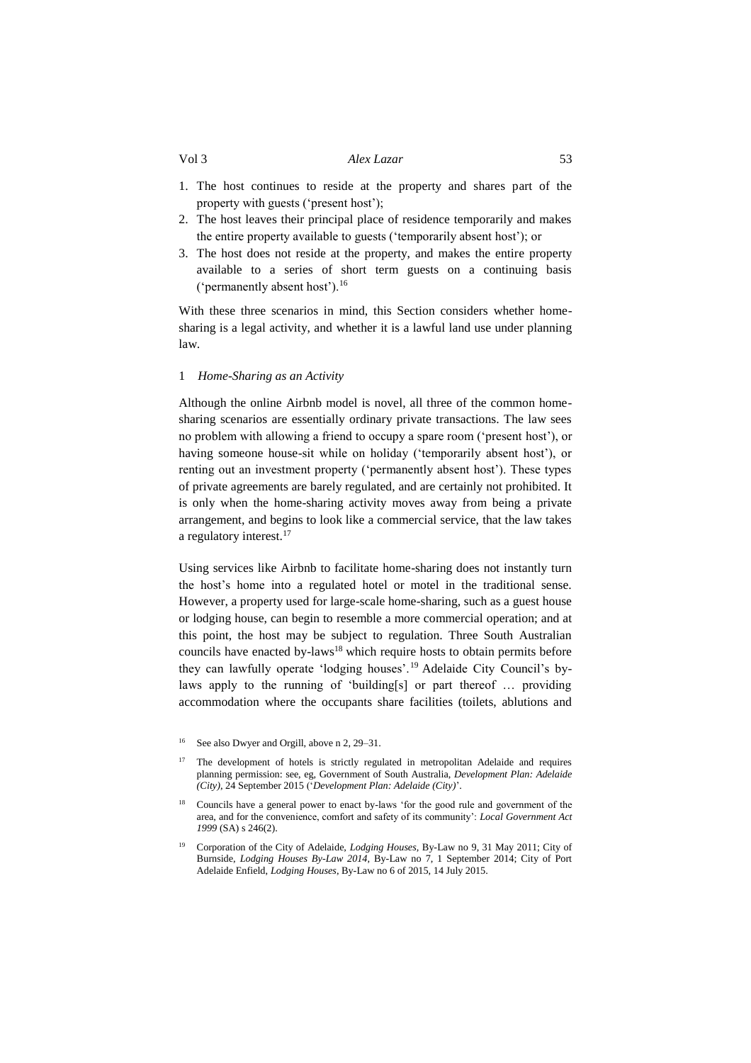1. The host continues to reside at the property and shares part of the property with guests ('present host');
2. The host leaves their principal place of residence temporarily and makes the entire property available to guests ('temporarily absent host'); or
3. The host does not reside at the property, and makes the entire property available to a series of short term guests on a continuing basis ('permanently absent host').[16]

With these three scenarios in mind, this Section considers whether home-sharing is a legal activity, and whether it is a lawful land use under planning law.

### 1 *Home-Sharing as an Activity*

Although the online Airbnb model is novel, all three of the common home-sharing scenarios are essentially ordinary private transactions. The law sees no problem with allowing a friend to occupy a spare room ('present host'), or having someone house-sit while on holiday ('temporarily absent host'), or renting out an investment property ('permanently absent host'). These types of private agreements are barely regulated, and are certainly not prohibited. It is only when the home-sharing activity moves away from being a private arrangement, and begins to look like a commercial service, that the law takes a regulatory interest.[17]

Using services like Airbnb to facilitate home-sharing does not instantly turn the host's home into a regulated hotel or motel in the traditional sense. However, a property used for large-scale home-sharing, such as a guest house or lodging house, can begin to resemble a more commercial operation; and at this point, the host may be subject to regulation. Three South Australian councils have enacted by-laws[18] which require hosts to obtain permits before they can lawfully operate 'lodging houses'.[19] Adelaide City Council's by-laws apply to the running of 'building[s] or part thereof … providing accommodation where the occupants share facilities (toilets, ablutions and

---

[16] See also Dwyer and Orgill, above n 2, 29–31.

[17] The development of hotels is strictly regulated in metropolitan Adelaide and requires planning permission: see, eg, Government of South Australia, *Development Plan: Adelaide (City)*, 24 September 2015 ('*Development Plan: Adelaide (City)*'.

[18] Councils have a general power to enact by-laws 'for the good rule and government of the area, and for the convenience, comfort and safety of its community': *Local Government Act 1999* (SA) s 246(2).

[19] Corporation of the City of Adelaide, *Lodging Houses*, By-Law no 9, 31 May 2011; City of Burnside, *Lodging Houses By-Law 2014*, By-Law no 7, 1 September 2014; City of Port Adelaide Enfield, *Lodging Houses*, By-Law no 6 of 2015, 14 July 2015.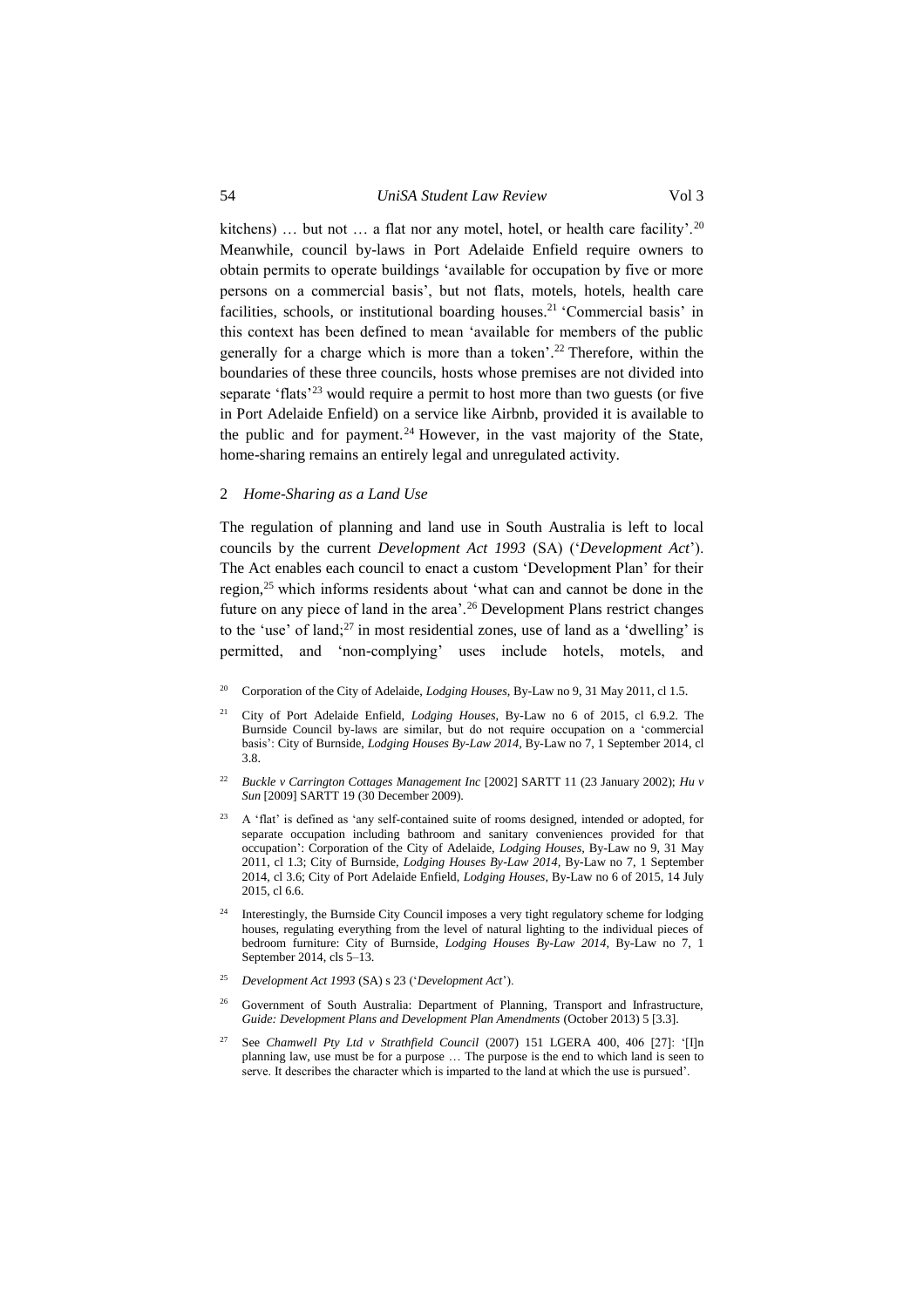kitchens) … but not … a flat nor any motel, hotel, or health care facility'.[20] Meanwhile, council by-laws in Port Adelaide Enfield require owners to obtain permits to operate buildings 'available for occupation by five or more persons on a commercial basis', but not flats, motels, hotels, health care facilities, schools, or institutional boarding houses.[21] 'Commercial basis' in this context has been defined to mean 'available for members of the public generally for a charge which is more than a token'.[22] Therefore, within the boundaries of these three councils, hosts whose premises are not divided into separate 'flats'[23] would require a permit to host more than two guests (or five in Port Adelaide Enfield) on a service like Airbnb, provided it is available to the public and for payment.[24] However, in the vast majority of the State, home-sharing remains an entirely legal and unregulated activity.

### 2 *Home-Sharing as a Land Use*

The regulation of planning and land use in South Australia is left to local councils by the current *Development Act 1993* (SA) ('*Development Act*'). The Act enables each council to enact a custom 'Development Plan' for their region,[25] which informs residents about 'what can and cannot be done in the future on any piece of land in the area'.[26] Development Plans restrict changes to the 'use' of land;[27] in most residential zones, use of land as a 'dwelling' is permitted, and 'non-complying' uses include hotels, motels, and

---

[20] Corporation of the City of Adelaide, *Lodging Houses*, By-Law no 9, 31 May 2011, cl 1.5.

[21] City of Port Adelaide Enfield, *Lodging Houses*, By-Law no 6 of 2015, cl 6.9.2. The Burnside Council by-laws are similar, but do not require occupation on a 'commercial basis': City of Burnside, *Lodging Houses By-Law 2014*, By-Law no 7, 1 September 2014, cl 3.8.

[22] *Buckle v Carrington Cottages Management Inc* [2002] SARTT 11 (23 January 2002); *Hu v Sun* [2009] SARTT 19 (30 December 2009).

[23] A 'flat' is defined as 'any self-contained suite of rooms designed, intended or adopted, for separate occupation including bathroom and sanitary conveniences provided for that occupation': Corporation of the City of Adelaide, *Lodging Houses*, By-Law no 9, 31 May 2011, cl 1.3; City of Burnside, *Lodging Houses By-Law 2014*, By-Law no 7, 1 September 2014, cl 3.6; City of Port Adelaide Enfield, *Lodging Houses*, By-Law no 6 of 2015, 14 July 2015, cl 6.6.

[24] Interestingly, the Burnside City Council imposes a very tight regulatory scheme for lodging houses, regulating everything from the level of natural lighting to the individual pieces of bedroom furniture: City of Burnside, *Lodging Houses By-Law 2014*, By-Law no 7, 1 September 2014, cls 5–13.

[25] *Development Act 1993* (SA) s 23 ('*Development Act*').

[26] Government of South Australia: Department of Planning, Transport and Infrastructure, *Guide: Development Plans and Development Plan Amendments* (October 2013) 5 [3.3].

[27] See *Chamwell Pty Ltd v Strathfield Council* (2007) 151 LGERA 400, 406 [27]: '[I]n planning law, use must be for a purpose … The purpose is the end to which land is seen to serve. It describes the character which is imparted to the land at which the use is pursued'.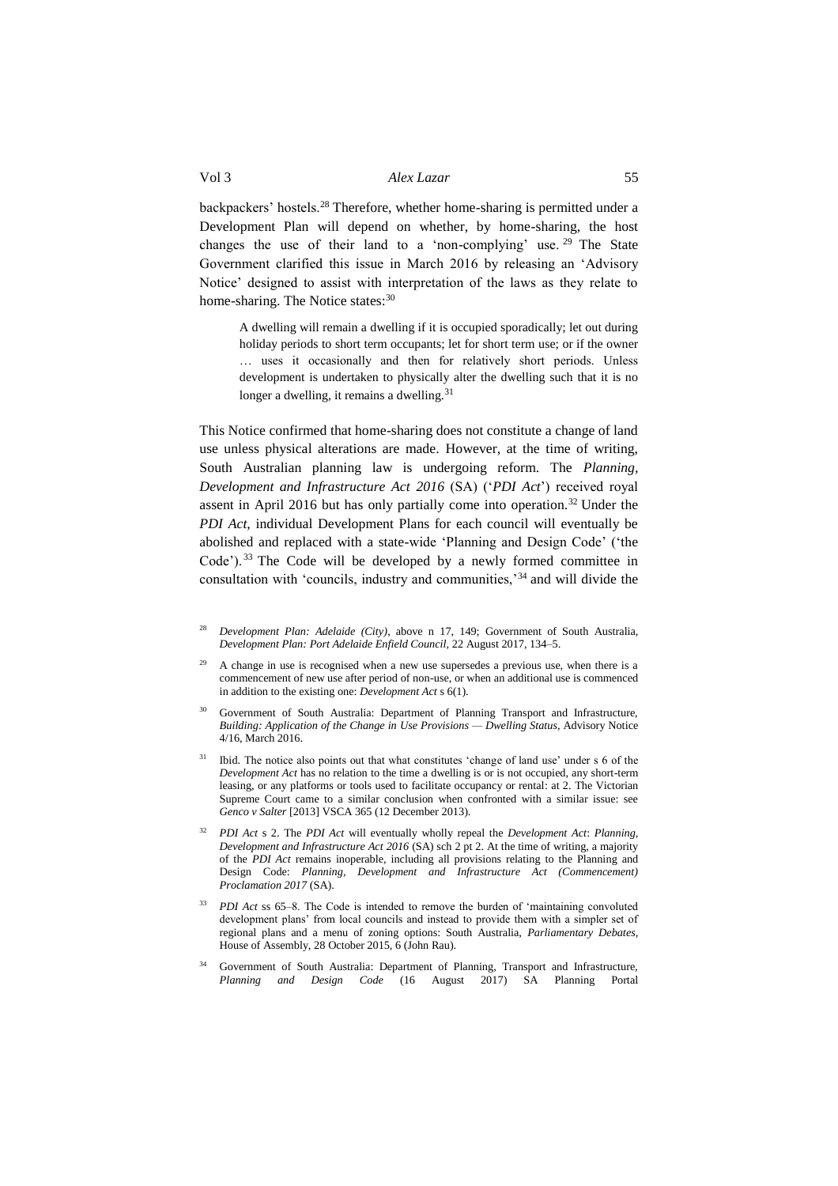backpackers' hostels.[28] Therefore, whether home-sharing is permitted under a Development Plan will depend on whether, by home-sharing, the host changes the use of their land to a 'non-complying' use.[29] The State Government clarified this issue in March 2016 by releasing an 'Advisory Notice' designed to assist with interpretation of the laws as they relate to home-sharing. The Notice states:[30]

> A dwelling will remain a dwelling if it is occupied sporadically; let out during holiday periods to short term occupants; let for short term use; or if the owner … uses it occasionally and then for relatively short periods. Unless development is undertaken to physically alter the dwelling such that it is no longer a dwelling, it remains a dwelling.[31]

This Notice confirmed that home-sharing does not constitute a change of land use unless physical alterations are made. However, at the time of writing, South Australian planning law is undergoing reform. The *Planning, Development and Infrastructure Act 2016* (SA) ('*PDI Act*') received royal assent in April 2016 but has only partially come into operation.[32] Under the *PDI Act,* individual Development Plans for each council will eventually be abolished and replaced with a state-wide 'Planning and Design Code' ('the Code').[33] The Code will be developed by a newly formed committee in consultation with 'councils, industry and communities,'[34] and will divide the

---

[28] *Development Plan: Adelaide (City)*, above n 17, 149; Government of South Australia, *Development Plan: Port Adelaide Enfield Council*, 22 August 2017, 134–5.

[29] A change in use is recognised when a new use supersedes a previous use, when there is a commencement of new use after period of non-use, or when an additional use is commenced in addition to the existing one: *Development Act* s 6(1).

[30] Government of South Australia: Department of Planning Transport and Infrastructure, *Building: Application of the Change in Use Provisions — Dwelling Status*, Advisory Notice 4/16, March 2016.

[31] Ibid. The notice also points out that what constitutes 'change of land use' under s 6 of the *Development Act* has no relation to the time a dwelling is or is not occupied, any short-term leasing, or any platforms or tools used to facilitate occupancy or rental: at 2. The Victorian Supreme Court came to a similar conclusion when confronted with a similar issue: see *Genco v Salter* [2013] VSCA 365 (12 December 2013).

[32] *PDI Act* s 2. The *PDI Act* will eventually wholly repeal the *Development Act*: *Planning, Development and Infrastructure Act 2016* (SA) sch 2 pt 2. At the time of writing, a majority of the *PDI Act* remains inoperable, including all provisions relating to the Planning and Design Code: *Planning, Development and Infrastructure Act (Commencement) Proclamation 2017* (SA).

[33] *PDI Act* ss 65–8. The Code is intended to remove the burden of 'maintaining convoluted development plans' from local councils and instead to provide them with a simpler set of regional plans and a menu of zoning options: South Australia, *Parliamentary Debates*, House of Assembly, 28 October 2015, 6 (John Rau).

[34] Government of South Australia: Department of Planning, Transport and Infrastructure, *Planning and Design Code* (16 August 2017) SA Planning Portal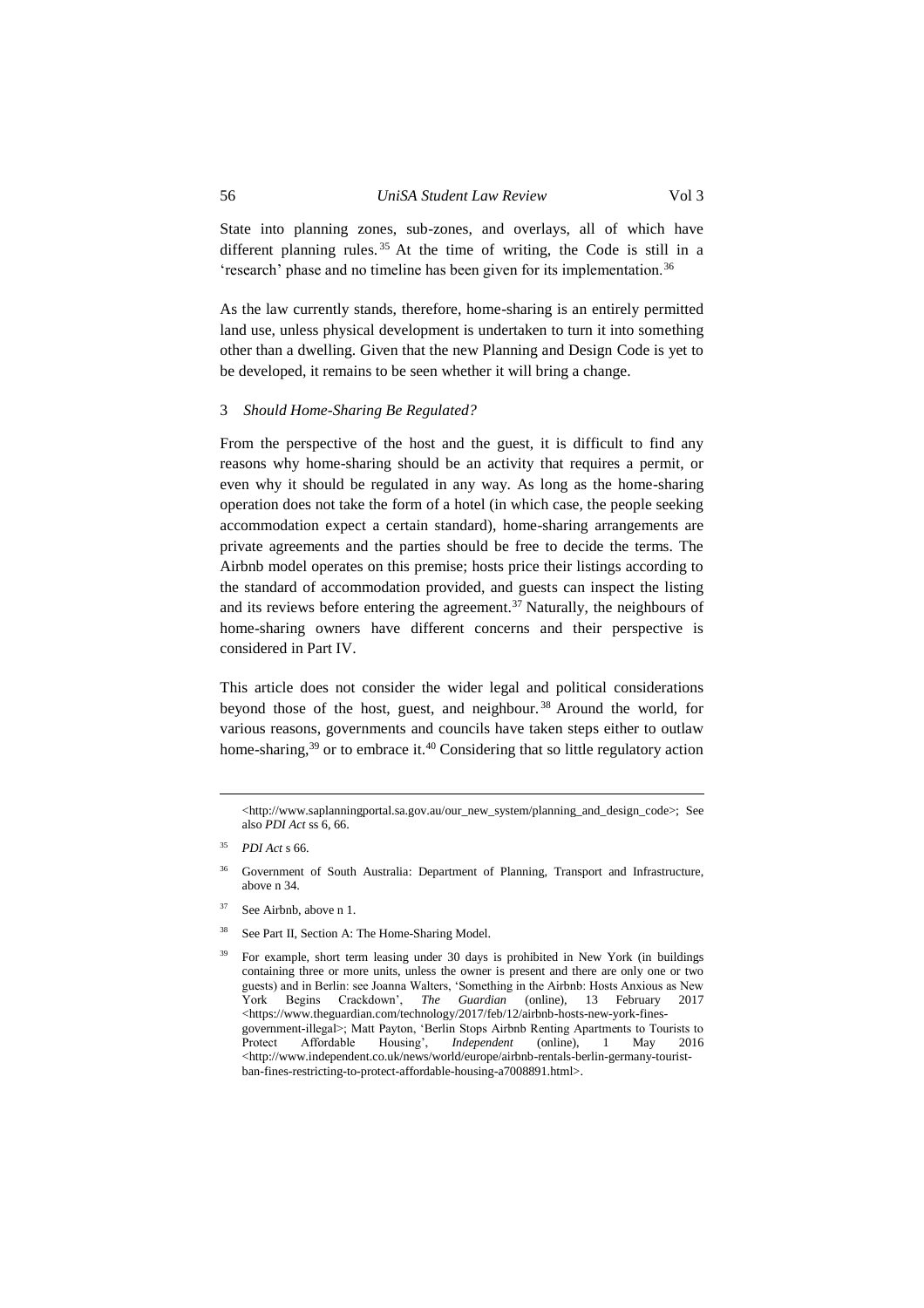State into planning zones, sub-zones, and overlays, all of which have different planning rules.[35] At the time of writing, the Code is still in a 'research' phase and no timeline has been given for its implementation.[36]

As the law currently stands, therefore, home-sharing is an entirely permitted land use, unless physical development is undertaken to turn it into something other than a dwelling. Given that the new Planning and Design Code is yet to be developed, it remains to be seen whether it will bring a change.

### 3 *Should Home-Sharing Be Regulated?*

From the perspective of the host and the guest, it is difficult to find any reasons why home-sharing should be an activity that requires a permit, or even why it should be regulated in any way. As long as the home-sharing operation does not take the form of a hotel (in which case, the people seeking accommodation expect a certain standard), home-sharing arrangements are private agreements and the parties should be free to decide the terms. The Airbnb model operates on this premise; hosts price their listings according to the standard of accommodation provided, and guests can inspect the listing and its reviews before entering the agreement.[37] Naturally, the neighbours of home-sharing owners have different concerns and their perspective is considered in Part IV.

This article does not consider the wider legal and political considerations beyond those of the host, guest, and neighbour.[38] Around the world, for various reasons, governments and councils have taken steps either to outlaw home-sharing,[39] or to embrace it.[40] Considering that so little regulatory action

---

<http://www.saplanningportal.sa.gov.au/our_new_system/planning_and_design_code>; See also *PDI Act* ss 6, 66.

[35] *PDI Act* s 66.

[36] Government of South Australia: Department of Planning, Transport and Infrastructure, above n 34.

[37] See Airbnb, above n 1.

[38] See Part II, Section A: The Home-Sharing Model.

[39] For example, short term leasing under 30 days is prohibited in New York (in buildings containing three or more units, unless the owner is present and there are only one or two guests) and in Berlin: see Joanna Walters, 'Something in the Airbnb: Hosts Anxious as New York Begins Crackdown', *The Guardian* (online), 13 February 2017 <https://www.theguardian.com/technology/2017/feb/12/airbnb-hosts-new-york-fines-government-illegal>; Matt Payton, 'Berlin Stops Airbnb Renting Apartments to Tourists to Protect Affordable Housing', *Independent* (online), 1 May 2016 <http://www.independent.co.uk/news/world/europe/airbnb-rentals-berlin-germany-tourist-ban-fines-restricting-to-protect-affordable-housing-a7008891.html>.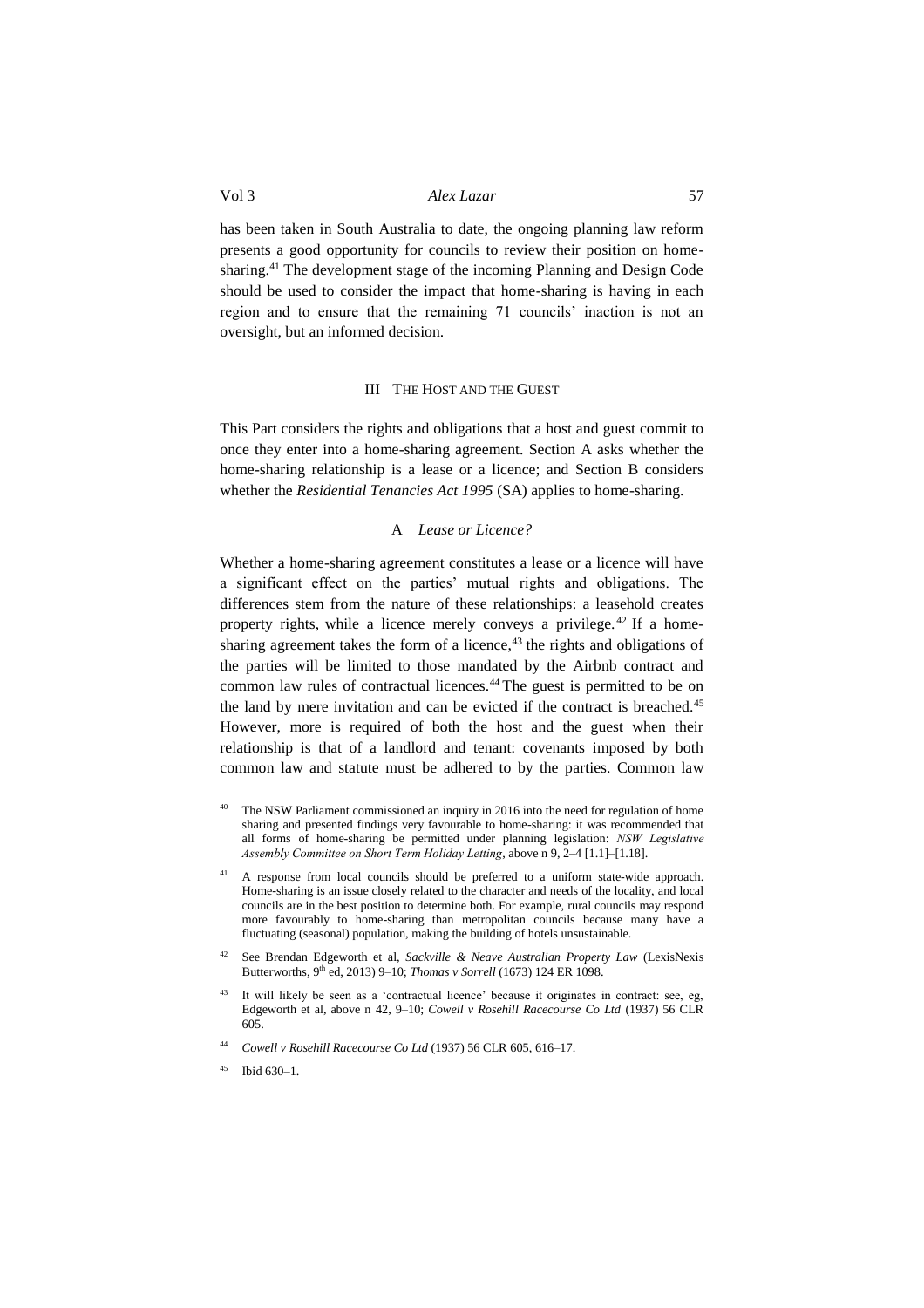has been taken in South Australia to date, the ongoing planning law reform presents a good opportunity for councils to review their position on home-sharing.[41] The development stage of the incoming Planning and Design Code should be used to consider the impact that home-sharing is having in each region and to ensure that the remaining 71 councils' inaction is not an oversight, but an informed decision.

## III The Host and the Guest

This Part considers the rights and obligations that a host and guest commit to once they enter into a home-sharing agreement. Section A asks whether the home-sharing relationship is a lease or a licence; and Section B considers whether the *Residential Tenancies Act 1995* (SA) applies to home-sharing.

### A *Lease or Licence?*

Whether a home-sharing agreement constitutes a lease or a licence will have a significant effect on the parties' mutual rights and obligations. The differences stem from the nature of these relationships: a leasehold creates property rights, while a licence merely conveys a privilege.[42] If a home-sharing agreement takes the form of a licence,[43] the rights and obligations of the parties will be limited to those mandated by the Airbnb contract and common law rules of contractual licences.[44] The guest is permitted to be on the land by mere invitation and can be evicted if the contract is breached.[45] However, more is required of both the host and the guest when their relationship is that of a landlord and tenant: covenants imposed by both common law and statute must be adhered to by the parties. Common law

---

[40] The NSW Parliament commissioned an inquiry in 2016 into the need for regulation of home sharing and presented findings very favourable to home-sharing: it was recommended that all forms of home-sharing be permitted under planning legislation: *NSW Legislative Assembly Committee on Short Term Holiday Letting*, above n 9, 2–4 [1.1]–[1.18].

[41] A response from local councils should be preferred to a uniform state-wide approach. Home-sharing is an issue closely related to the character and needs of the locality, and local councils are in the best position to determine both. For example, rural councils may respond more favourably to home-sharing than metropolitan councils because many have a fluctuating (seasonal) population, making the building of hotels unsustainable.

[42] See Brendan Edgeworth et al, *Sackville & Neave Australian Property Law* (LexisNexis Butterworths, 9th ed, 2013) 9–10; *Thomas v Sorrell* (1673) 124 ER 1098.

[43] It will likely be seen as a 'contractual licence' because it originates in contract: see, eg, Edgeworth et al, above n 42, 9–10; *Cowell v Rosehill Racecourse Co Ltd* (1937) 56 CLR 605.

[44] *Cowell v Rosehill Racecourse Co Ltd* (1937) 56 CLR 605, 616–17.

[45] Ibid 630–1.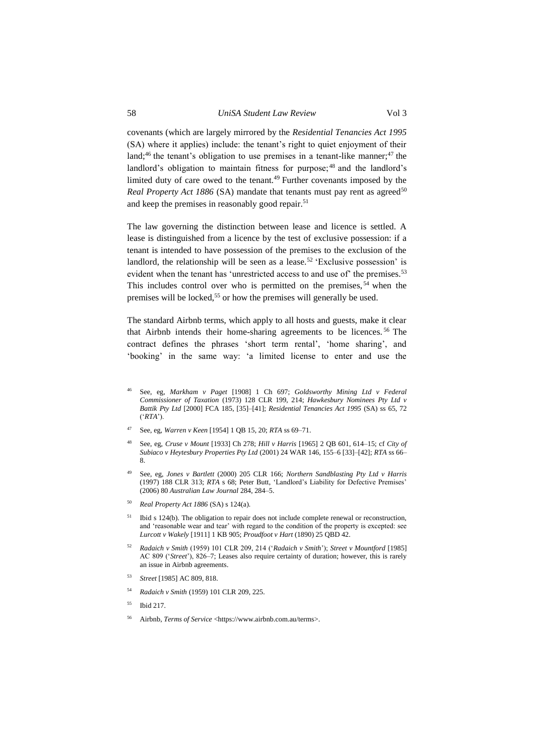covenants (which are largely mirrored by the *Residential Tenancies Act 1995* (SA) where it applies) include: the tenant's right to quiet enjoyment of their land;[46] the tenant's obligation to use premises in a tenant-like manner;[47] the landlord's obligation to maintain fitness for purpose;[48] and the landlord's limited duty of care owed to the tenant.[49] Further covenants imposed by the *Real Property Act 1886* (SA) mandate that tenants must pay rent as agreed[50] and keep the premises in reasonably good repair.[51]

The law governing the distinction between lease and licence is settled. A lease is distinguished from a licence by the test of exclusive possession: if a tenant is intended to have possession of the premises to the exclusion of the landlord, the relationship will be seen as a lease.[52] 'Exclusive possession' is evident when the tenant has 'unrestricted access to and use of' the premises.[53] This includes control over who is permitted on the premises,[54] when the premises will be locked,[55] or how the premises will generally be used.

The standard Airbnb terms, which apply to all hosts and guests, make it clear that Airbnb intends their home-sharing agreements to be licences.[56] The contract defines the phrases 'short term rental', 'home sharing', and 'booking' in the same way: 'a limited license to enter and use the

[46] See, eg, *Markham v Paget* [1908] 1 Ch 697; *Goldsworthy Mining Ltd v Federal Commissioner of Taxation* (1973) 128 CLR 199, 214; *Hawkesbury Nominees Pty Ltd v Battik Pty Ltd* [2000] FCA 185, [35]–[41]; *Residential Tenancies Act 1995* (SA) ss 65, 72 ('*RTA*').

[47] See, eg, *Warren v Keen* [1954] 1 QB 15, 20; *RTA* ss 69–71.

[48] See, eg, *Cruse v Mount* [1933] Ch 278; *Hill v Harris* [1965] 2 QB 601, 614–15; cf *City of Subiaco v Heytesbury Properties Pty Ltd* (2001) 24 WAR 146, 155–6 [33]–[42]; *RTA* ss 66–8.

[49] See, eg, *Jones v Bartlett* (2000) 205 CLR 166; *Northern Sandblasting Pty Ltd v Harris* (1997) 188 CLR 313; *RTA* s 68; Peter Butt, 'Landlord's Liability for Defective Premises' (2006) 80 *Australian Law Journal* 284, 284–5.

[50] *Real Property Act 1886* (SA) s 124(a).

[51] Ibid s 124(b). The obligation to repair does not include complete renewal or reconstruction, and 'reasonable wear and tear' with regard to the condition of the property is excepted: see *Lurcott v Wakely* [1911] 1 KB 905; *Proudfoot v Hart* (1890) 25 QBD 42.

[52] *Radaich v Smith* (1959) 101 CLR 209, 214 ('*Radaich v Smith*'); *Street v Mountford* [1985] AC 809 ('*Street*'), 826–7; Leases also require certainty of duration; however, this is rarely an issue in Airbnb agreements.

[53] *Street* [1985] AC 809, 818.

[54] *Radaich v Smith* (1959) 101 CLR 209, 225.

[55] Ibid 217.

[56] Airbnb, *Terms of Service* <https://www.airbnb.com.au/terms>.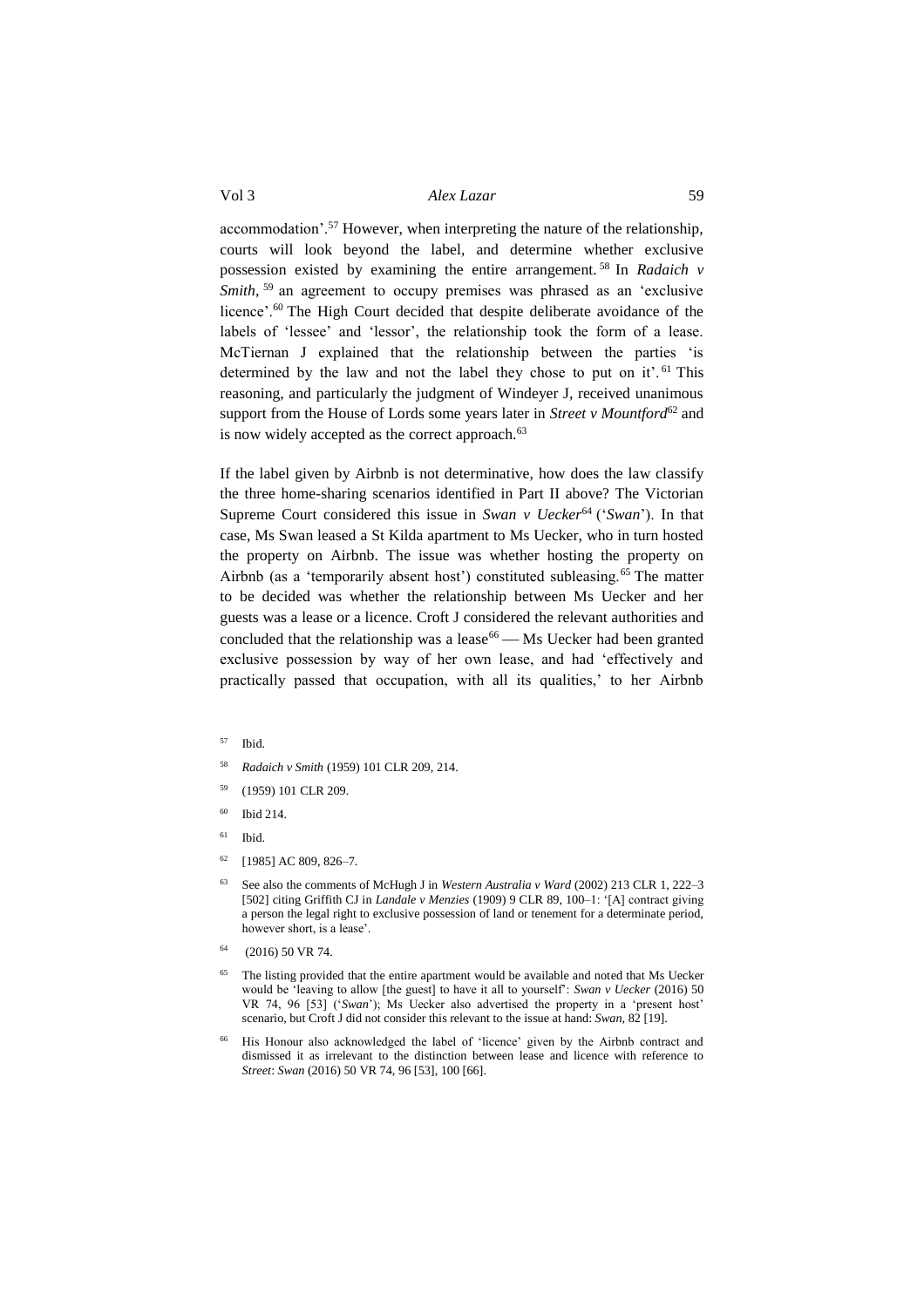accommodation'.[57] However, when interpreting the nature of the relationship, courts will look beyond the label, and determine whether exclusive possession existed by examining the entire arrangement.[58] In *Radaich v Smith*,[59] an agreement to occupy premises was phrased as an 'exclusive licence'.[60] The High Court decided that despite deliberate avoidance of the labels of 'lessee' and 'lessor', the relationship took the form of a lease. McTiernan J explained that the relationship between the parties 'is determined by the law and not the label they chose to put on it'.[61] This reasoning, and particularly the judgment of Windeyer J, received unanimous support from the House of Lords some years later in *Street v Mountford*[62] and is now widely accepted as the correct approach.[63]

If the label given by Airbnb is not determinative, how does the law classify the three home-sharing scenarios identified in Part II above? The Victorian Supreme Court considered this issue in *Swan v Uecker*[64] ('*Swan*'). In that case, Ms Swan leased a St Kilda apartment to Ms Uecker, who in turn hosted the property on Airbnb. The issue was whether hosting the property on Airbnb (as a 'temporarily absent host') constituted subleasing.[65] The matter to be decided was whether the relationship between Ms Uecker and her guests was a lease or a licence. Croft J considered the relevant authorities and concluded that the relationship was a lease[66] — Ms Uecker had been granted exclusive possession by way of her own lease, and had 'effectively and practically passed that occupation, with all its qualities,' to her Airbnb

[57] Ibid.

[58] *Radaich v Smith* (1959) 101 CLR 209, 214.

[59] (1959) 101 CLR 209.

[60] Ibid 214.

[61] Ibid.

[62] [1985] AC 809, 826–7.

[63] See also the comments of McHugh J in *Western Australia v Ward* (2002) 213 CLR 1, 222–3 [502] citing Griffith CJ in *Landale v Menzies* (1909) 9 CLR 89, 100–1: '[A] contract giving a person the legal right to exclusive possession of land or tenement for a determinate period, however short, is a lease'.

[64] (2016) 50 VR 74.

[65] The listing provided that the entire apartment would be available and noted that Ms Uecker would be 'leaving to allow [the guest] to have it all to yourself': *Swan v Uecker* (2016) 50 VR 74, 96 [53] ('*Swan*'); Ms Uecker also advertised the property in a 'present host' scenario, but Croft J did not consider this relevant to the issue at hand: *Swan*, 82 [19].

[66] His Honour also acknowledged the label of 'licence' given by the Airbnb contract and dismissed it as irrelevant to the distinction between lease and licence with reference to *Street*: *Swan* (2016) 50 VR 74, 96 [53], 100 [66].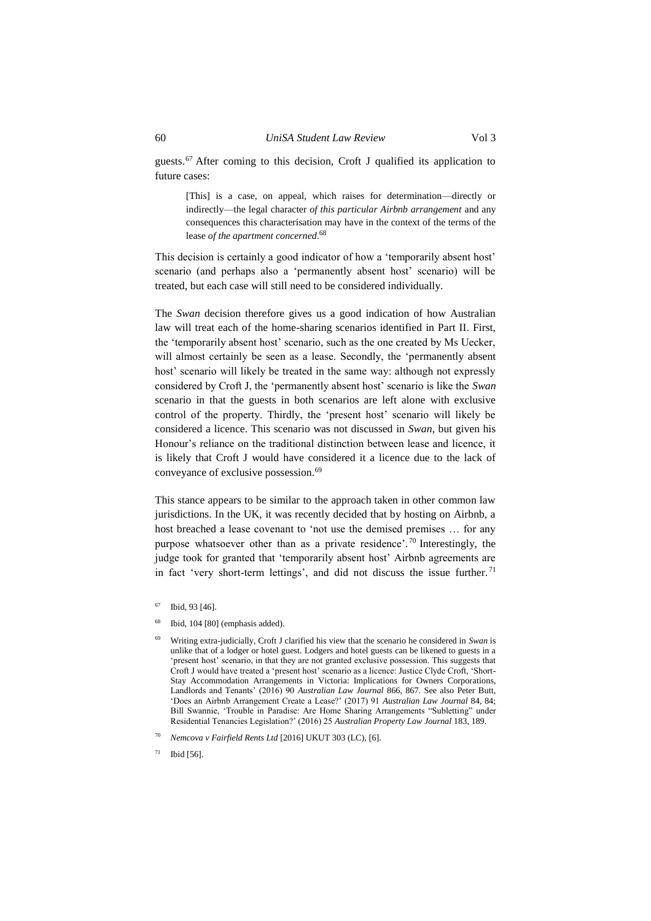guests.[67] After coming to this decision, Croft J qualified its application to future cases:

> [This] is a case, on appeal, which raises for determination—directly or indirectly—the legal character *of this particular Airbnb arrangement* and any consequences this characterisation may have in the context of the terms of the lease *of the apartment concerned*.[68]

This decision is certainly a good indicator of how a 'temporarily absent host' scenario (and perhaps also a 'permanently absent host' scenario) will be treated, but each case will still need to be considered individually.

The *Swan* decision therefore gives us a good indication of how Australian law will treat each of the home-sharing scenarios identified in Part II. First, the 'temporarily absent host' scenario, such as the one created by Ms Uecker, will almost certainly be seen as a lease. Secondly, the 'permanently absent host' scenario will likely be treated in the same way: although not expressly considered by Croft J, the 'permanently absent host' scenario is like the *Swan* scenario in that the guests in both scenarios are left alone with exclusive control of the property. Thirdly, the 'present host' scenario will likely be considered a licence. This scenario was not discussed in *Swan*, but given his Honour's reliance on the traditional distinction between lease and licence, it is likely that Croft J would have considered it a licence due to the lack of conveyance of exclusive possession.[69]

This stance appears to be similar to the approach taken in other common law jurisdictions. In the UK, it was recently decided that by hosting on Airbnb, a host breached a lease covenant to 'not use the demised premises … for any purpose whatsoever other than as a private residence'.[70] Interestingly, the judge took for granted that 'temporarily absent host' Airbnb agreements are in fact 'very short-term lettings', and did not discuss the issue further.[71]

---

[67] Ibid, 93 [46].

[68] Ibid, 104 [80] (emphasis added).

[69] Writing extra-judicially, Croft J clarified his view that the scenario he considered in *Swan* is unlike that of a lodger or hotel guest. Lodgers and hotel guests can be likened to guests in a 'present host' scenario, in that they are not granted exclusive possession. This suggests that Croft J would have treated a 'present host' scenario as a licence: Justice Clyde Croft, 'Short-Stay Accommodation Arrangements in Victoria: Implications for Owners Corporations, Landlords and Tenants' (2016) 90 *Australian Law Journal* 866, 867. See also Peter Butt, 'Does an Airbnb Arrangement Create a Lease?' (2017) 91 *Australian Law Journal* 84, 84; Bill Swannie, 'Trouble in Paradise: Are Home Sharing Arrangements "Subletting" under Residential Tenancies Legislation?' (2016) 25 *Australian Property Law Journal* 183, 189.

[70] *Nemcova v Fairfield Rents Ltd* [2016] UKUT 303 (LC), [6].

[71] Ibid [56].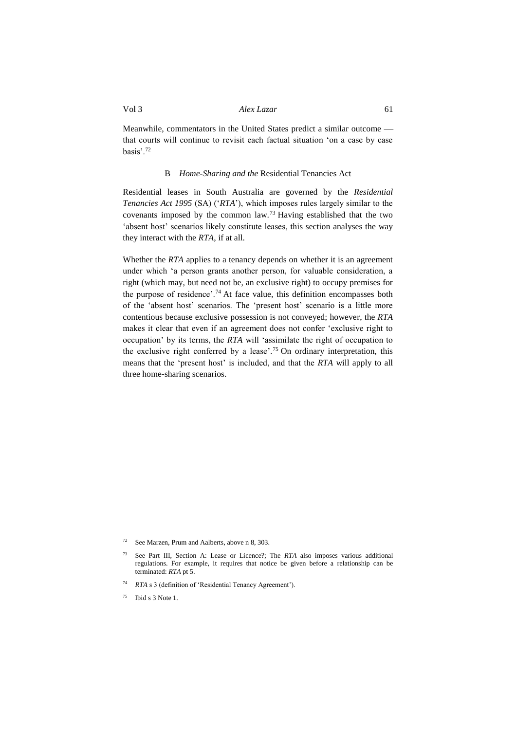Meanwhile, commentators in the United States predict a similar outcome — that courts will continue to revisit each factual situation 'on a case by case basis'.[72]

### B *Home-Sharing and the* Residential Tenancies Act

Residential leases in South Australia are governed by the *Residential Tenancies Act 1995* (SA) ('*RTA*'), which imposes rules largely similar to the covenants imposed by the common law.[73] Having established that the two 'absent host' scenarios likely constitute leases, this section analyses the way they interact with the *RTA*, if at all.

Whether the *RTA* applies to a tenancy depends on whether it is an agreement under which 'a person grants another person, for valuable consideration, a right (which may, but need not be, an exclusive right) to occupy premises for the purpose of residence'.[74] At face value, this definition encompasses both of the 'absent host' scenarios. The 'present host' scenario is a little more contentious because exclusive possession is not conveyed; however, the *RTA* makes it clear that even if an agreement does not confer 'exclusive right to occupation' by its terms, the *RTA* will 'assimilate the right of occupation to the exclusive right conferred by a lease'.[75] On ordinary interpretation, this means that the 'present host' is included, and that the *RTA* will apply to all three home-sharing scenarios.

---

[72] See Marzen, Prum and Aalberts, above n 8, 303.

[73] See Part III, Section A: Lease or Licence?; The *RTA* also imposes various additional regulations. For example, it requires that notice be given before a relationship can be terminated: *RTA* pt 5.

[74] *RTA* s 3 (definition of 'Residential Tenancy Agreement').

[75] Ibid s 3 Note 1.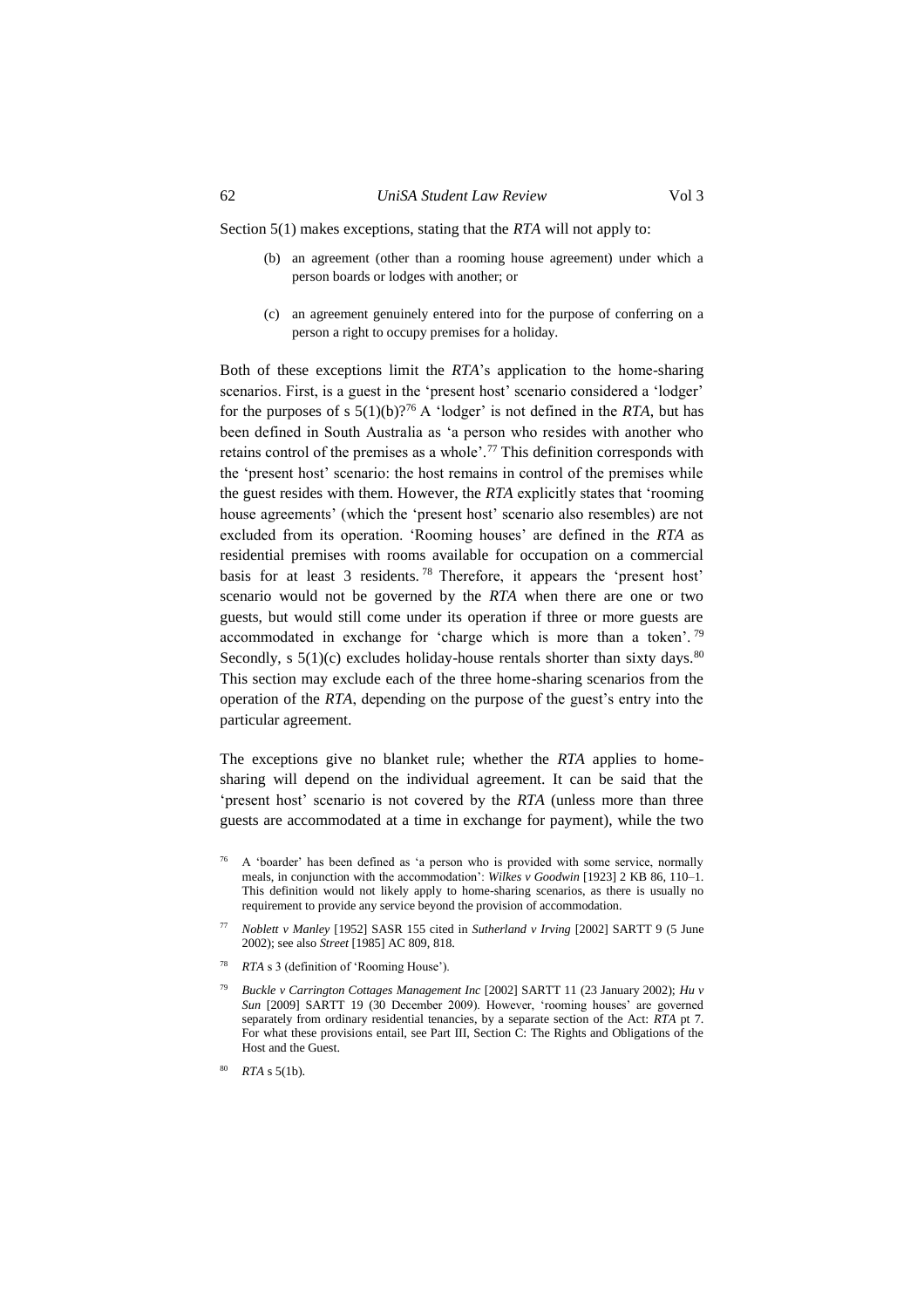Section 5(1) makes exceptions, stating that the *RTA* will not apply to:

> (b) an agreement (other than a rooming house agreement) under which a person boards or lodges with another; or
>
> (c) an agreement genuinely entered into for the purpose of conferring on a person a right to occupy premises for a holiday.

Both of these exceptions limit the *RTA*'s application to the home-sharing scenarios. First, is a guest in the 'present host' scenario considered a 'lodger' for the purposes of s 5(1)(b)?[76] A 'lodger' is not defined in the *RTA*, but has been defined in South Australia as 'a person who resides with another who retains control of the premises as a whole'.[77] This definition corresponds with the 'present host' scenario: the host remains in control of the premises while the guest resides with them. However, the *RTA* explicitly states that 'rooming house agreements' (which the 'present host' scenario also resembles) are not excluded from its operation. 'Rooming houses' are defined in the *RTA* as residential premises with rooms available for occupation on a commercial basis for at least 3 residents.[78] Therefore, it appears the 'present host' scenario would not be governed by the *RTA* when there are one or two guests, but would still come under its operation if three or more guests are accommodated in exchange for 'charge which is more than a token'.[79] Secondly, s 5(1)(c) excludes holiday-house rentals shorter than sixty days.[80] This section may exclude each of the three home-sharing scenarios from the operation of the *RTA*, depending on the purpose of the guest's entry into the particular agreement.

The exceptions give no blanket rule; whether the *RTA* applies to home-sharing will depend on the individual agreement. It can be said that the 'present host' scenario is not covered by the *RTA* (unless more than three guests are accommodated at a time in exchange for payment), while the two

---

[76] A 'boarder' has been defined as 'a person who is provided with some service, normally meals, in conjunction with the accommodation': *Wilkes v Goodwin* [1923] 2 KB 86, 110–1. This definition would not likely apply to home-sharing scenarios, as there is usually no requirement to provide any service beyond the provision of accommodation.

[77] *Noblett v Manley* [1952] SASR 155 cited in *Sutherland v Irving* [2002] SARTT 9 (5 June 2002); see also *Street* [1985] AC 809, 818.

[78] *RTA* s 3 (definition of 'Rooming House').

[79] *Buckle v Carrington Cottages Management Inc* [2002] SARTT 11 (23 January 2002); *Hu v Sun* [2009] SARTT 19 (30 December 2009). However, 'rooming houses' are governed separately from ordinary residential tenancies, by a separate section of the Act: *RTA* pt 7. For what these provisions entail, see Part III, Section C: The Rights and Obligations of the Host and the Guest.

[80] *RTA* s 5(1b).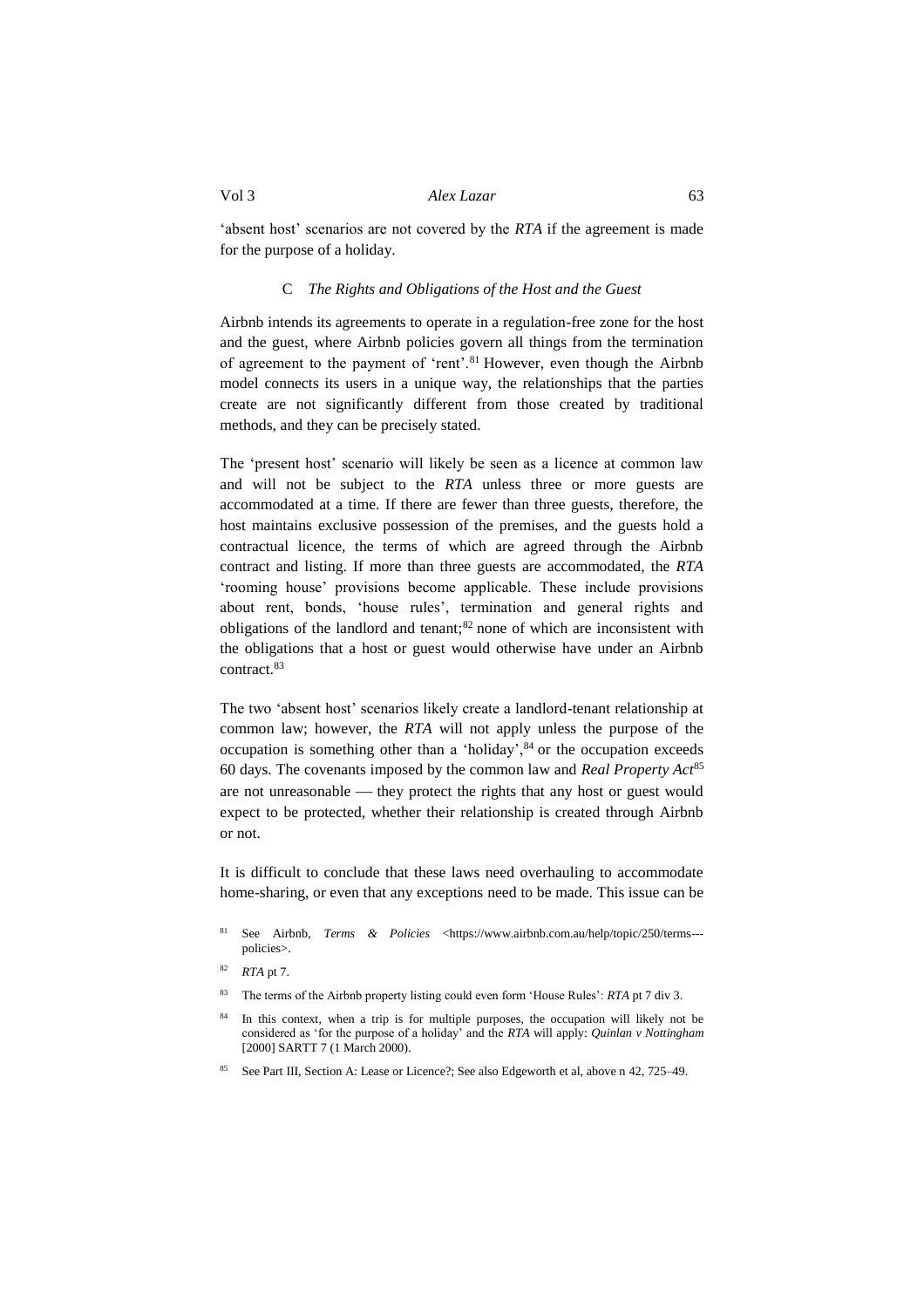'absent host' scenarios are not covered by the *RTA* if the agreement is made for the purpose of a holiday.

### C *The Rights and Obligations of the Host and the Guest*

Airbnb intends its agreements to operate in a regulation-free zone for the host and the guest, where Airbnb policies govern all things from the termination of agreement to the payment of 'rent'.[81] However, even though the Airbnb model connects its users in a unique way, the relationships that the parties create are not significantly different from those created by traditional methods, and they can be precisely stated.

The 'present host' scenario will likely be seen as a licence at common law and will not be subject to the *RTA* unless three or more guests are accommodated at a time. If there are fewer than three guests, therefore, the host maintains exclusive possession of the premises, and the guests hold a contractual licence, the terms of which are agreed through the Airbnb contract and listing. If more than three guests are accommodated, the *RTA* 'rooming house' provisions become applicable. These include provisions about rent, bonds, 'house rules', termination and general rights and obligations of the landlord and tenant;[82] none of which are inconsistent with the obligations that a host or guest would otherwise have under an Airbnb contract.[83]

The two 'absent host' scenarios likely create a landlord-tenant relationship at common law; however, the *RTA* will not apply unless the purpose of the occupation is something other than a 'holiday',[84] or the occupation exceeds 60 days. The covenants imposed by the common law and *Real Property Act*[85] are not unreasonable — they protect the rights that any host or guest would expect to be protected, whether their relationship is created through Airbnb or not.

It is difficult to conclude that these laws need overhauling to accommodate home-sharing, or even that any exceptions need to be made. This issue can be

---

[81] See Airbnb, *Terms & Policies* <https://www.airbnb.com.au/help/topic/250/terms---policies>.

[82] *RTA* pt 7.

[83] The terms of the Airbnb property listing could even form 'House Rules': *RTA* pt 7 div 3.

[84] In this context, when a trip is for multiple purposes, the occupation will likely not be considered as 'for the purpose of a holiday' and the *RTA* will apply: *Quinlan v Nottingham* [2000] SARTT 7 (1 March 2000).

[85] See Part III, Section A: Lease or Licence?; See also Edgeworth et al, above n 42, 725–49.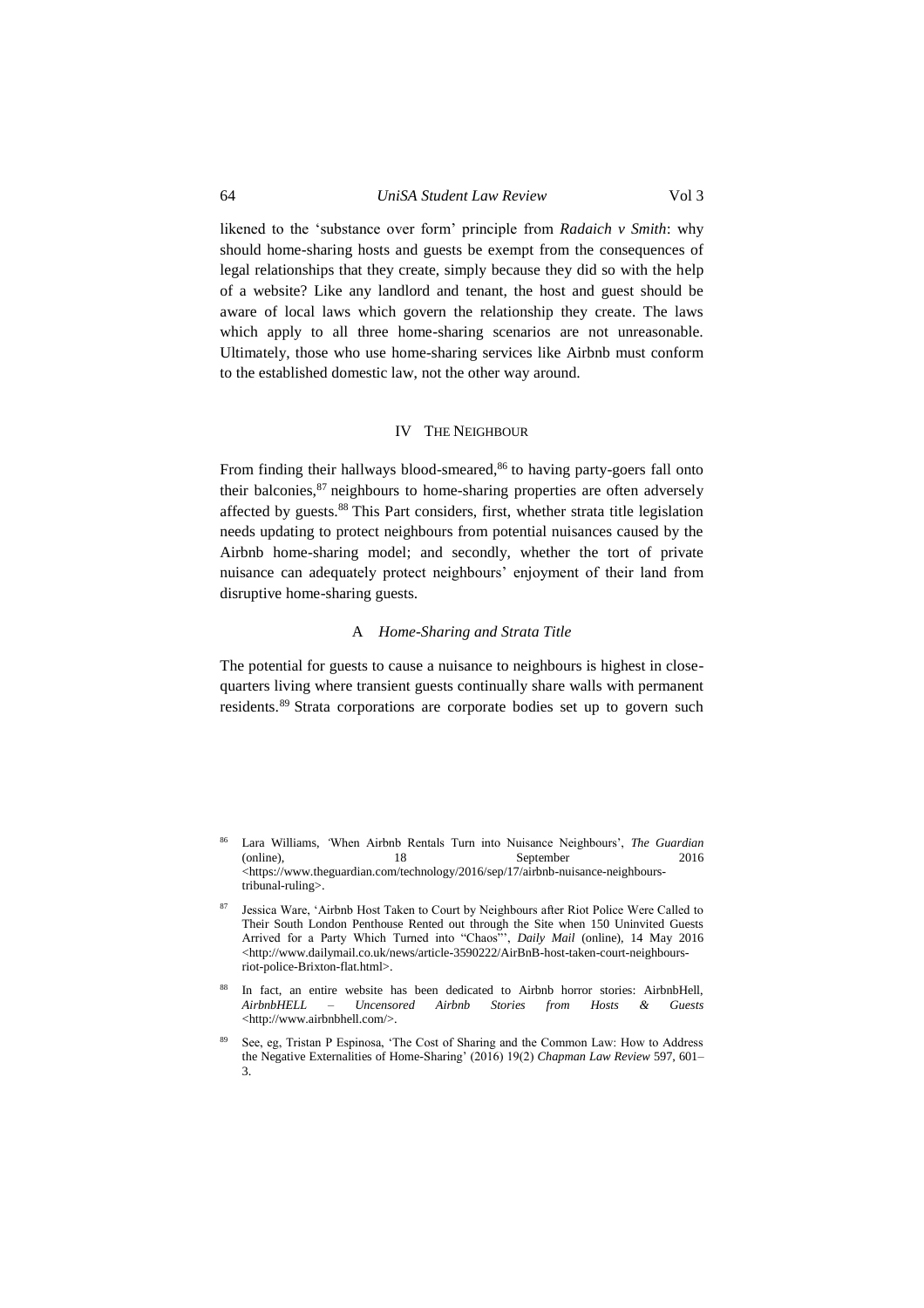likened to the 'substance over form' principle from *Radaich v Smith*: why should home-sharing hosts and guests be exempt from the consequences of legal relationships that they create, simply because they did so with the help of a website? Like any landlord and tenant, the host and guest should be aware of local laws which govern the relationship they create. The laws which apply to all three home-sharing scenarios are not unreasonable. Ultimately, those who use home-sharing services like Airbnb must conform to the established domestic law, not the other way around.

## IV The Neighbour

From finding their hallways blood-smeared,[86] to having party-goers fall onto their balconies,[87] neighbours to home-sharing properties are often adversely affected by guests.[88] This Part considers, first, whether strata title legislation needs updating to protect neighbours from potential nuisances caused by the Airbnb home-sharing model; and secondly, whether the tort of private nuisance can adequately protect neighbours' enjoyment of their land from disruptive home-sharing guests.

### A *Home-Sharing and Strata Title*

The potential for guests to cause a nuisance to neighbours is highest in close-quarters living where transient guests continually share walls with permanent residents.[89] Strata corporations are corporate bodies set up to govern such

---

[86] Lara Williams, 'When Airbnb Rentals Turn into Nuisance Neighbours', *The Guardian* (online), 18 September 2016 <https://www.theguardian.com/technology/2016/sep/17/airbnb-nuisance-neighbours-tribunal-ruling>.

[87] Jessica Ware, 'Airbnb Host Taken to Court by Neighbours after Riot Police Were Called to Their South London Penthouse Rented out through the Site when 150 Uninvited Guests Arrived for a Party Which Turned into "Chaos"', *Daily Mail* (online), 14 May 2016 <http://www.dailymail.co.uk/news/article-3590222/AirBnB-host-taken-court-neighbours-riot-police-Brixton-flat.html>.

[88] In fact, an entire website has been dedicated to Airbnb horror stories: AirbnbHell, *AirbnbHELL – Uncensored Airbnb Stories from Hosts & Guests* <http://www.airbnbhell.com/>.

[89] See, eg, Tristan P Espinosa, 'The Cost of Sharing and the Common Law: How to Address the Negative Externalities of Home-Sharing' (2016) 19(2) *Chapman Law Review* 597, 601–3.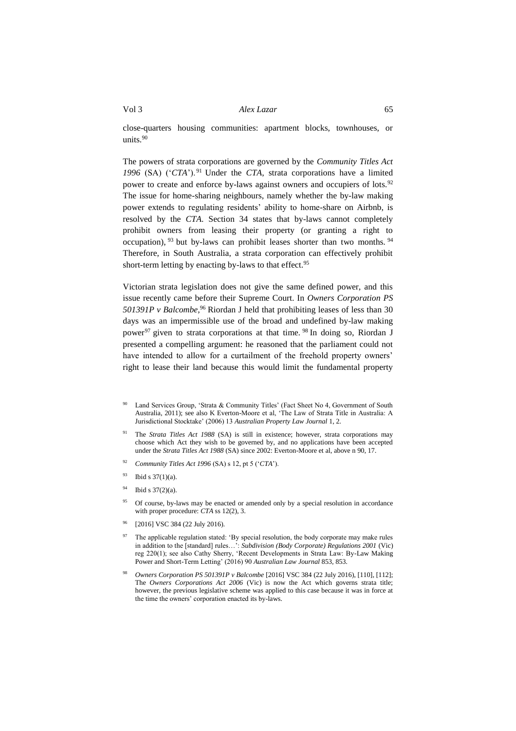close-quarters housing communities: apartment blocks, townhouses, or units.[90]

The powers of strata corporations are governed by the *Community Titles Act 1996* (SA) ('*CTA*').[91] Under the *CTA*, strata corporations have a limited power to create and enforce by-laws against owners and occupiers of lots.[92] The issue for home-sharing neighbours, namely whether the by-law making power extends to regulating residents' ability to home-share on Airbnb, is resolved by the *CTA*. Section 34 states that by-laws cannot completely prohibit owners from leasing their property (or granting a right to occupation),[93] but by-laws can prohibit leases shorter than two months.[94] Therefore, in South Australia, a strata corporation can effectively prohibit short-term letting by enacting by-laws to that effect.[95]

Victorian strata legislation does not give the same defined power, and this issue recently came before their Supreme Court. In *Owners Corporation PS 501391P v Balcombe*,[96] Riordan J held that prohibiting leases of less than 30 days was an impermissible use of the broad and undefined by-law making power[97] given to strata corporations at that time.[98] In doing so, Riordan J presented a compelling argument: he reasoned that the parliament could not have intended to allow for a curtailment of the freehold property owners' right to lease their land because this would limit the fundamental property

---

[90] Land Services Group, 'Strata & Community Titles' (Fact Sheet No 4, Government of South Australia, 2011); see also K Everton-Moore et al, 'The Law of Strata Title in Australia: A Jurisdictional Stocktake' (2006) 13 *Australian Property Law Journal* 1, 2.

[91] The *Strata Titles Act 1988* (SA) is still in existence; however, strata corporations may choose which Act they wish to be governed by, and no applications have been accepted under the *Strata Titles Act 1988* (SA) since 2002: Everton-Moore et al, above n 90, 17.

[92] *Community Titles Act 1996* (SA) s 12, pt 5 ('*CTA*').

[93] Ibid s 37(1)(a).

[94] Ibid s 37(2)(a).

[95] Of course, by-laws may be enacted or amended only by a special resolution in accordance with proper procedure: *CTA* ss 12(2), 3.

[96] [2016] VSC 384 (22 July 2016).

[97] The applicable regulation stated: 'By special resolution, the body corporate may make rules in addition to the [standard] rules…': *Subdivision (Body Corporate) Regulations 2001* (Vic) reg 220(1); see also Cathy Sherry, 'Recent Developments in Strata Law: By-Law Making Power and Short-Term Letting' (2016) 90 *Australian Law Journal* 853, 853.

[98] *Owners Corporation PS 501391P v Balcombe* [2016] VSC 384 (22 July 2016), [110], [112]; The *Owners Corporations Act 2006* (Vic) is now the Act which governs strata title; however, the previous legislative scheme was applied to this case because it was in force at the time the owners' corporation enacted its by-laws.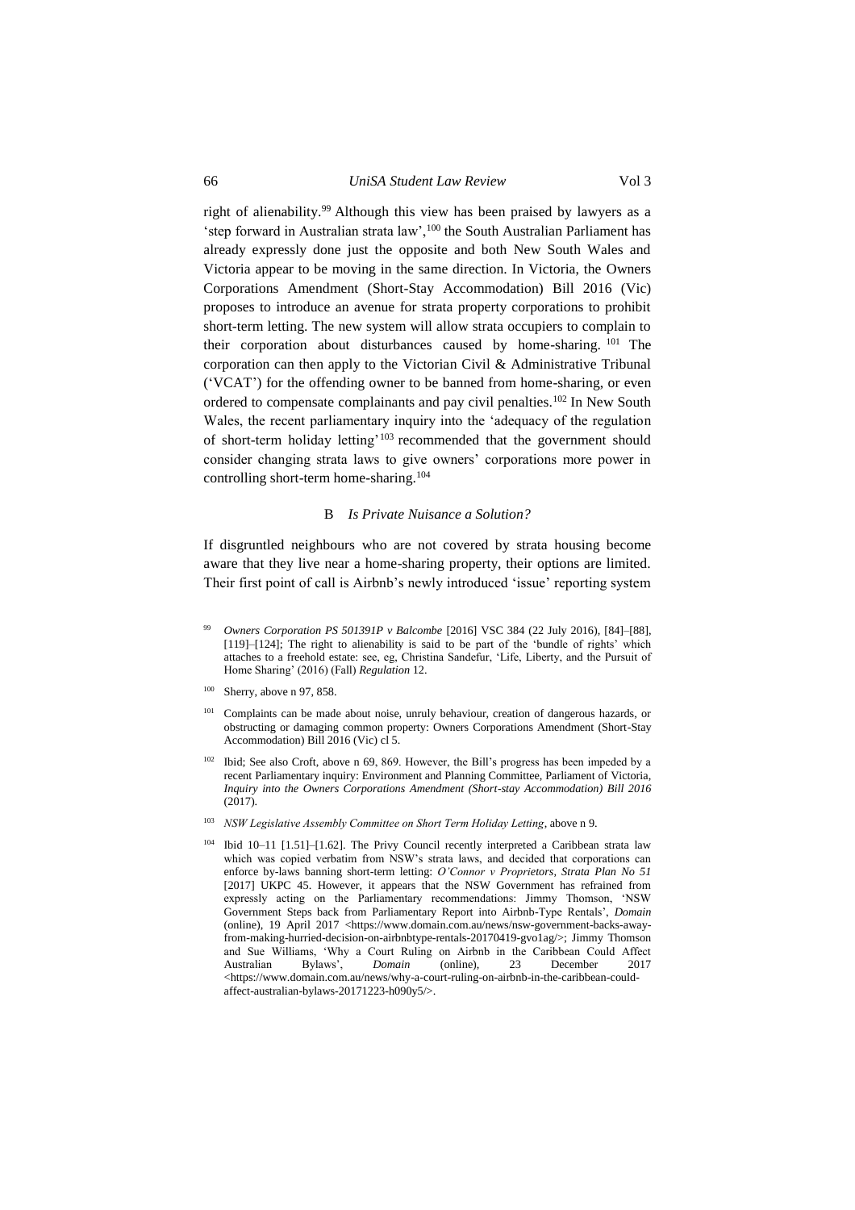right of alienability.[99] Although this view has been praised by lawyers as a 'step forward in Australian strata law',[100] the South Australian Parliament has already expressly done just the opposite and both New South Wales and Victoria appear to be moving in the same direction. In Victoria, the Owners Corporations Amendment (Short-Stay Accommodation) Bill 2016 (Vic) proposes to introduce an avenue for strata property corporations to prohibit short-term letting. The new system will allow strata occupiers to complain to their corporation about disturbances caused by home-sharing.[101] The corporation can then apply to the Victorian Civil & Administrative Tribunal ('VCAT') for the offending owner to be banned from home-sharing, or even ordered to compensate complainants and pay civil penalties.[102] In New South Wales, the recent parliamentary inquiry into the 'adequacy of the regulation of short-term holiday letting'[103] recommended that the government should consider changing strata laws to give owners' corporations more power in controlling short-term home-sharing.[104]

### B *Is Private Nuisance a Solution?*

If disgruntled neighbours who are not covered by strata housing become aware that they live near a home-sharing property, their options are limited. Their first point of call is Airbnb's newly introduced 'issue' reporting system

---

[99] *Owners Corporation PS 501391P v Balcombe* [2016] VSC 384 (22 July 2016), [84]–[88], [119]–[124]; The right to alienability is said to be part of the 'bundle of rights' which attaches to a freehold estate: see, eg, Christina Sandefur, 'Life, Liberty, and the Pursuit of Home Sharing' (2016) (Fall) *Regulation* 12.

[100] Sherry, above n 97, 858.

[101] Complaints can be made about noise, unruly behaviour, creation of dangerous hazards, or obstructing or damaging common property: Owners Corporations Amendment (Short-Stay Accommodation) Bill 2016 (Vic) cl 5.

[102] Ibid; See also Croft, above n 69, 869. However, the Bill's progress has been impeded by a recent Parliamentary inquiry: Environment and Planning Committee, Parliament of Victoria, *Inquiry into the Owners Corporations Amendment (Short-stay Accommodation) Bill 2016* (2017).

[103] *NSW Legislative Assembly Committee on Short Term Holiday Letting*, above n 9.

[104] Ibid 10–11 [1.51]–[1.62]. The Privy Council recently interpreted a Caribbean strata law which was copied verbatim from NSW's strata laws, and decided that corporations can enforce by-laws banning short-term letting: *O'Connor v Proprietors, Strata Plan No 51* [2017] UKPC 45. However, it appears that the NSW Government has refrained from expressly acting on the Parliamentary recommendations: Jimmy Thomson, 'NSW Government Steps back from Parliamentary Report into Airbnb-Type Rentals', *Domain* (online), 19 April 2017 <https://www.domain.com.au/news/nsw-government-backs-away-from-making-hurried-decision-on-airbnbtype-rentals-20170419-gvo1ag/>; Jimmy Thomson and Sue Williams, 'Why a Court Ruling on Airbnb in the Caribbean Could Affect Australian Bylaws', *Domain* (online), 23 December 2017 <https://www.domain.com.au/news/why-a-court-ruling-on-airbnb-in-the-caribbean-could-affect-australian-bylaws-20171223-h090y5/>.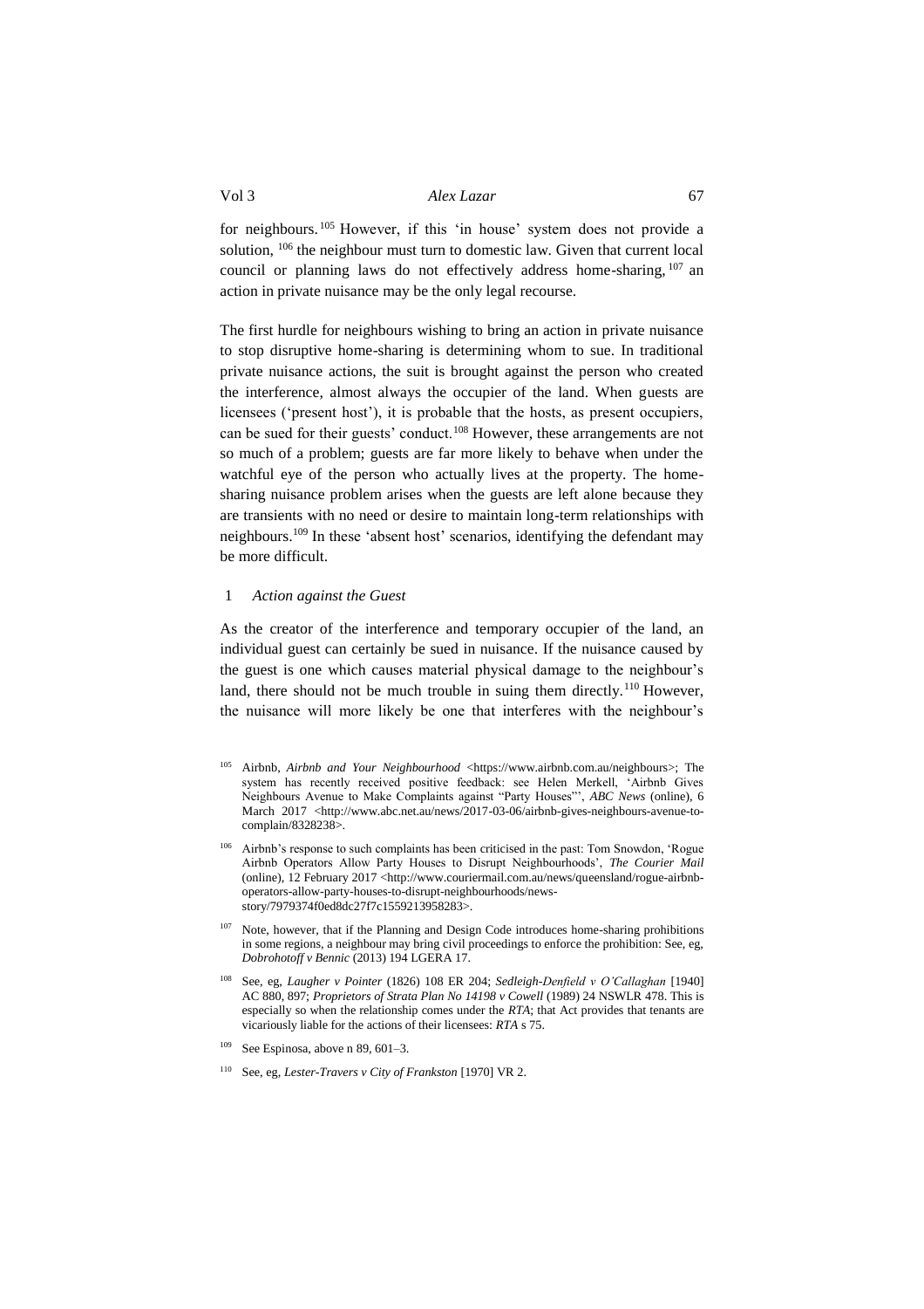for neighbours.[105] However, if this 'in house' system does not provide a solution, [106] the neighbour must turn to domestic law. Given that current local council or planning laws do not effectively address home-sharing, [107] an action in private nuisance may be the only legal recourse.

The first hurdle for neighbours wishing to bring an action in private nuisance to stop disruptive home-sharing is determining whom to sue. In traditional private nuisance actions, the suit is brought against the person who created the interference, almost always the occupier of the land. When guests are licensees ('present host'), it is probable that the hosts, as present occupiers, can be sued for their guests' conduct.[108] However, these arrangements are not so much of a problem; guests are far more likely to behave when under the watchful eye of the person who actually lives at the property. The home-sharing nuisance problem arises when the guests are left alone because they are transients with no need or desire to maintain long-term relationships with neighbours.[109] In these 'absent host' scenarios, identifying the defendant may be more difficult.

### 1 *Action against the Guest*

As the creator of the interference and temporary occupier of the land, an individual guest can certainly be sued in nuisance. If the nuisance caused by the guest is one which causes material physical damage to the neighbour's land, there should not be much trouble in suing them directly.[110] However, the nuisance will more likely be one that interferes with the neighbour's

---

[105] Airbnb, *Airbnb and Your Neighbourhood* <https://www.airbnb.com.au/neighbours>; The system has recently received positive feedback: see Helen Merkell, 'Airbnb Gives Neighbours Avenue to Make Complaints against "Party Houses"', *ABC News* (online), 6 March 2017 <http://www.abc.net.au/news/2017-03-06/airbnb-gives-neighbours-avenue-to-complain/8328238>.

[106] Airbnb's response to such complaints has been criticised in the past: Tom Snowdon, 'Rogue Airbnb Operators Allow Party Houses to Disrupt Neighbourhoods', *The Courier Mail* (online), 12 February 2017 <http://www.couriermail.com.au/news/queensland/rogue-airbnb-operators-allow-party-houses-to-disrupt-neighbourhoods/news-story/7979374f0ed8dc27f7c1559213958283>.

[107] Note, however, that if the Planning and Design Code introduces home-sharing prohibitions in some regions, a neighbour may bring civil proceedings to enforce the prohibition: See, eg, *Dobrohotoff v Bennic* (2013) 194 LGERA 17.

[108] See, eg, *Laugher v Pointer* (1826) 108 ER 204; *Sedleigh-Denfield v O'Callaghan* [1940] AC 880, 897; *Proprietors of Strata Plan No 14198 v Cowell* (1989) 24 NSWLR 478. This is especially so when the relationship comes under the *RTA*; that Act provides that tenants are vicariously liable for the actions of their licensees: *RTA* s 75.

[109] See Espinosa, above n 89, 601–3.

[110] See, eg, *Lester-Travers v City of Frankston* [1970] VR 2.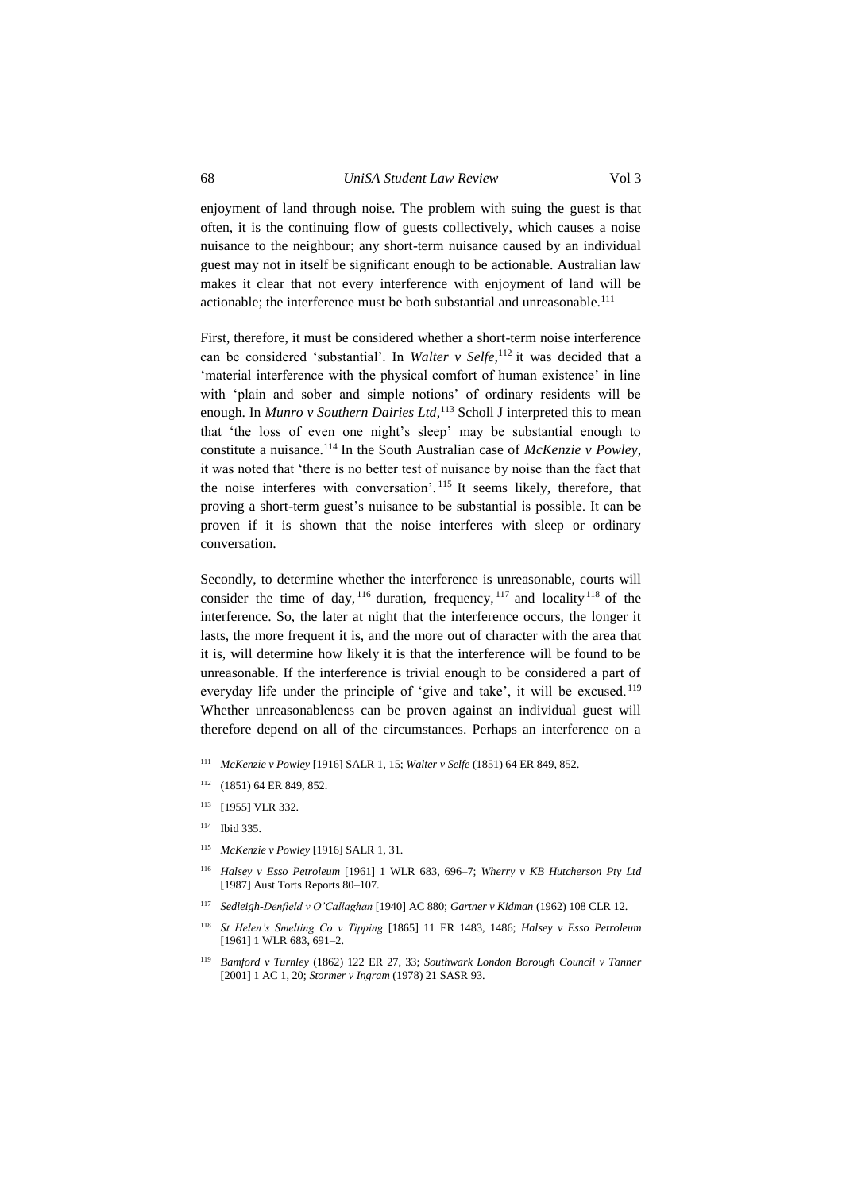enjoyment of land through noise. The problem with suing the guest is that often, it is the continuing flow of guests collectively, which causes a noise nuisance to the neighbour; any short-term nuisance caused by an individual guest may not in itself be significant enough to be actionable. Australian law makes it clear that not every interference with enjoyment of land will be actionable; the interference must be both substantial and unreasonable.[111]

First, therefore, it must be considered whether a short-term noise interference can be considered 'substantial'. In *Walter v Selfe*,[112] it was decided that a 'material interference with the physical comfort of human existence' in line with 'plain and sober and simple notions' of ordinary residents will be enough. In *Munro v Southern Dairies Ltd*,[113] Scholl J interpreted this to mean that 'the loss of even one night's sleep' may be substantial enough to constitute a nuisance.[114] In the South Australian case of *McKenzie v Powley*, it was noted that 'there is no better test of nuisance by noise than the fact that the noise interferes with conversation'.[115] It seems likely, therefore, that proving a short-term guest's nuisance to be substantial is possible. It can be proven if it is shown that the noise interferes with sleep or ordinary conversation.

Secondly, to determine whether the interference is unreasonable, courts will consider the time of day,[116] duration, frequency,[117] and locality[118] of the interference. So, the later at night that the interference occurs, the longer it lasts, the more frequent it is, and the more out of character with the area that it is, will determine how likely it is that the interference will be found to be unreasonable. If the interference is trivial enough to be considered a part of everyday life under the principle of 'give and take', it will be excused.[119] Whether unreasonableness can be proven against an individual guest will therefore depend on all of the circumstances. Perhaps an interference on a

---

[111] *McKenzie v Powley* [1916] SALR 1, 15; *Walter v Selfe* (1851) 64 ER 849, 852.

[112] (1851) 64 ER 849, 852.

[113] [1955] VLR 332.

[114] Ibid 335.

[115] *McKenzie v Powley* [1916] SALR 1, 31.

[116] *Halsey v Esso Petroleum* [1961] 1 WLR 683, 696–7; *Wherry v KB Hutcherson Pty Ltd* [1987] Aust Torts Reports 80–107.

[117] *Sedleigh-Denfield v O'Callaghan* [1940] AC 880; *Gartner v Kidman* (1962) 108 CLR 12.

[118] *St Helen's Smelting Co v Tipping* [1865] 11 ER 1483, 1486; *Halsey v Esso Petroleum* [1961] 1 WLR 683, 691–2.

[119] *Bamford v Turnley* (1862) 122 ER 27, 33; *Southwark London Borough Council v Tanner* [2001] 1 AC 1, 20; *Stormer v Ingram* (1978) 21 SASR 93.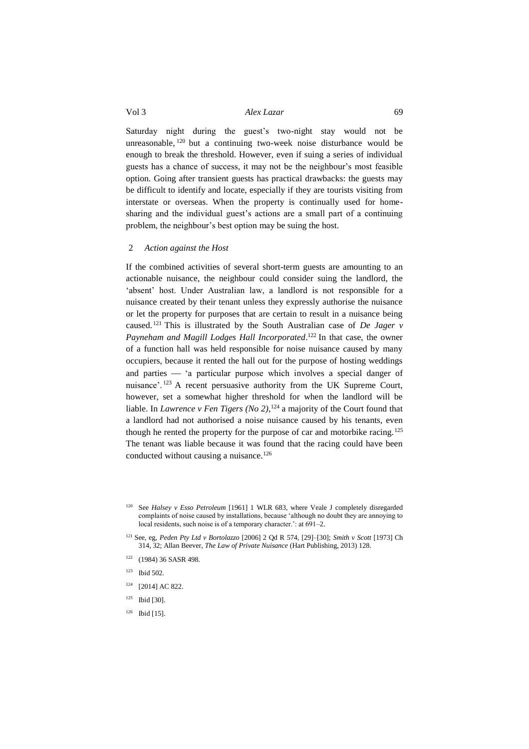Saturday night during the guest's two-night stay would not be unreasonable,[120] but a continuing two-week noise disturbance would be enough to break the threshold. However, even if suing a series of individual guests has a chance of success, it may not be the neighbour's most feasible option. Going after transient guests has practical drawbacks: the guests may be difficult to identify and locate, especially if they are tourists visiting from interstate or overseas. When the property is continually used for home-sharing and the individual guest's actions are a small part of a continuing problem, the neighbour's best option may be suing the host.

### 2 *Action against the Host*

If the combined activities of several short-term guests are amounting to an actionable nuisance, the neighbour could consider suing the landlord, the 'absent' host. Under Australian law, a landlord is not responsible for a nuisance created by their tenant unless they expressly authorise the nuisance or let the property for purposes that are certain to result in a nuisance being caused.[121] This is illustrated by the South Australian case of *De Jager v Payneham and Magill Lodges Hall Incorporated*.[122] In that case, the owner of a function hall was held responsible for noise nuisance caused by many occupiers, because it rented the hall out for the purpose of hosting weddings and parties — 'a particular purpose which involves a special danger of nuisance'.[123] A recent persuasive authority from the UK Supreme Court, however, set a somewhat higher threshold for when the landlord will be liable. In *Lawrence v Fen Tigers (No 2)*,[124] a majority of the Court found that a landlord had not authorised a noise nuisance caused by his tenants, even though he rented the property for the purpose of car and motorbike racing.[125] The tenant was liable because it was found that the racing could have been conducted without causing a nuisance.[126]

---

[120] See *Halsey v Esso Petroleum* [1961] 1 WLR 683, where Veale J completely disregarded complaints of noise caused by installations, because 'although no doubt they are annoying to local residents, such noise is of a temporary character.': at 691–2.

[121] See, eg, *Peden Pty Ltd v Bortolazzo* [2006] 2 Qd R 574, [29]–[30]; *Smith v Scott* [1973] Ch 314, 32; Allan Beever, *The Law of Private Nuisance* (Hart Publishing, 2013) 128.

[122] (1984) 36 SASR 498.

[123] Ibid 502.

[124] [2014] AC 822.

[125] Ibid [30].

[126] Ibid [15].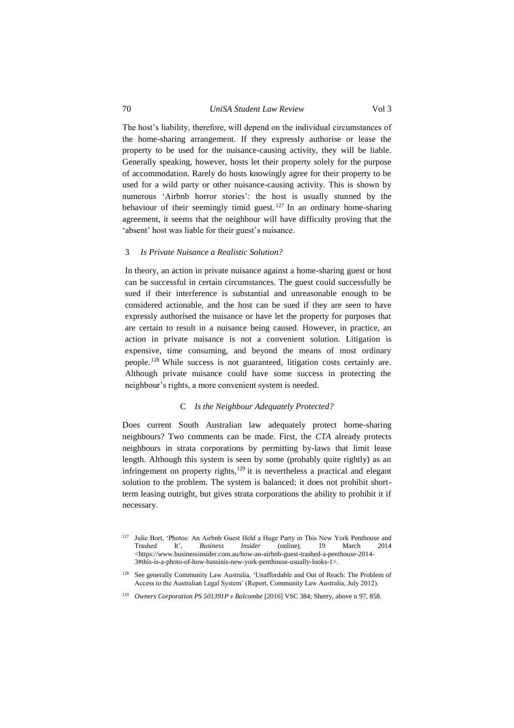The host's liability, therefore, will depend on the individual circumstances of the home-sharing arrangement. If they expressly authorise or lease the property to be used for the nuisance-causing activity, they will be liable. Generally speaking, however, hosts let their property solely for the purpose of accommodation. Rarely do hosts knowingly agree for their property to be used for a wild party or other nuisance-causing activity. This is shown by numerous 'Airbnb horror stories': the host is usually stunned by the behaviour of their seemingly timid guest.[127] In an ordinary home-sharing agreement, it seems that the neighbour will have difficulty proving that the 'absent' host was liable for their guest's nuisance.

### 3 *Is Private Nuisance a Realistic Solution?*

In theory, an action in private nuisance against a home-sharing guest or host can be successful in certain circumstances. The guest could successfully be sued if their interference is substantial and unreasonable enough to be considered actionable, and the host can be sued if they are seen to have expressly authorised the nuisance or have let the property for purposes that are certain to result in a nuisance being caused. However, in practice, an action in private nuisance is not a convenient solution. Litigation is expensive, time consuming, and beyond the means of most ordinary people.[128] While success is not guaranteed, litigation costs certainly are. Although private nuisance could have some success in protecting the neighbour's rights, a more convenient system is needed.

## C *Is the Neighbour Adequately Protected?*

Does current South Australian law adequately protect home-sharing neighbours? Two comments can be made. First, the *CTA* already protects neighbours in strata corporations by permitting by-laws that limit lease length. Although this system is seen by some (probably quite rightly) as an infringement on property rights,[129] it is nevertheless a practical and elegant solution to the problem. The system is balanced; it does not prohibit short-term leasing outright, but gives strata corporations the ability to prohibit it if necessary.

---

[127] Julie Bort, 'Photos: An Airbnb Guest Held a Huge Party in This New York Penthouse and Trashed It', *Business Insider* (online), 19 March 2014 <https://www.businessinsider.com.au/how-an-airbnb-guest-trashed-a-penthouse-2014-3#this-is-a-photo-of-how-bassinis-new-york-penthouse-usually-looks-1>.

[128] See generally Community Law Australia, 'Unaffordable and Out of Reach: The Problem of Access to the Australian Legal System' (Report, Community Law Australia, July 2012).

[129] *Owners Corporation PS 501391P v Balcombe* [2016] VSC 384; Sherry, above n 97, 858.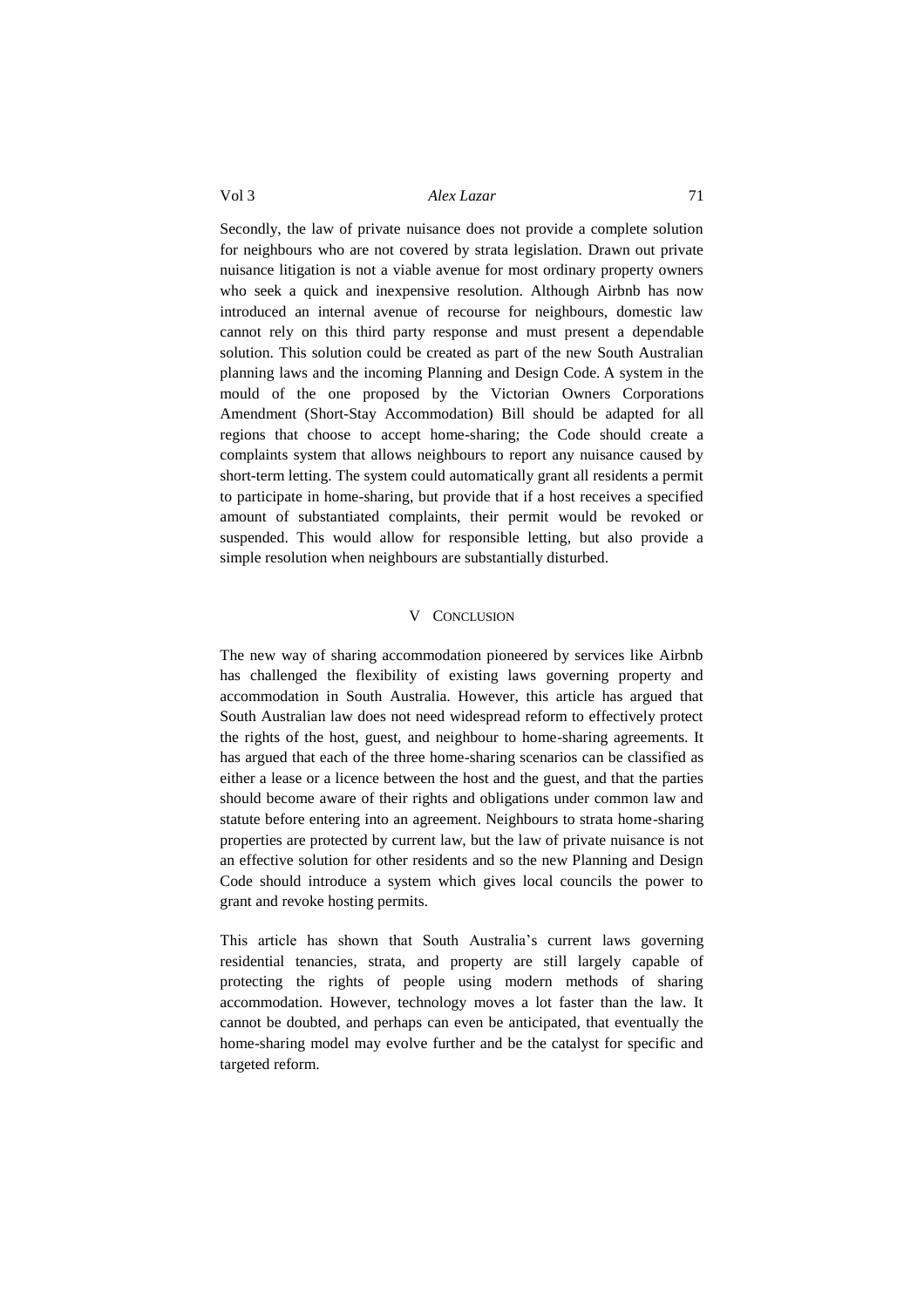Secondly, the law of private nuisance does not provide a complete solution for neighbours who are not covered by strata legislation. Drawn out private nuisance litigation is not a viable avenue for most ordinary property owners who seek a quick and inexpensive resolution. Although Airbnb has now introduced an internal avenue of recourse for neighbours, domestic law cannot rely on this third party response and must present a dependable solution. This solution could be created as part of the new South Australian planning laws and the incoming Planning and Design Code. A system in the mould of the one proposed by the Victorian Owners Corporations Amendment (Short-Stay Accommodation) Bill should be adapted for all regions that choose to accept home-sharing; the Code should create a complaints system that allows neighbours to report any nuisance caused by short-term letting. The system could automatically grant all residents a permit to participate in home-sharing, but provide that if a host receives a specified amount of substantiated complaints, their permit would be revoked or suspended. This would allow for responsible letting, but also provide a simple resolution when neighbours are substantially disturbed.

## V Conclusion

The new way of sharing accommodation pioneered by services like Airbnb has challenged the flexibility of existing laws governing property and accommodation in South Australia. However, this article has argued that South Australian law does not need widespread reform to effectively protect the rights of the host, guest, and neighbour to home-sharing agreements. It has argued that each of the three home-sharing scenarios can be classified as either a lease or a licence between the host and the guest, and that the parties should become aware of their rights and obligations under common law and statute before entering into an agreement. Neighbours to strata home-sharing properties are protected by current law, but the law of private nuisance is not an effective solution for other residents and so the new Planning and Design Code should introduce a system which gives local councils the power to grant and revoke hosting permits.

This article has shown that South Australia's current laws governing residential tenancies, strata, and property are still largely capable of protecting the rights of people using modern methods of sharing accommodation. However, technology moves a lot faster than the law. It cannot be doubted, and perhaps can even be anticipated, that eventually the home-sharing model may evolve further and be the catalyst for specific and targeted reform.